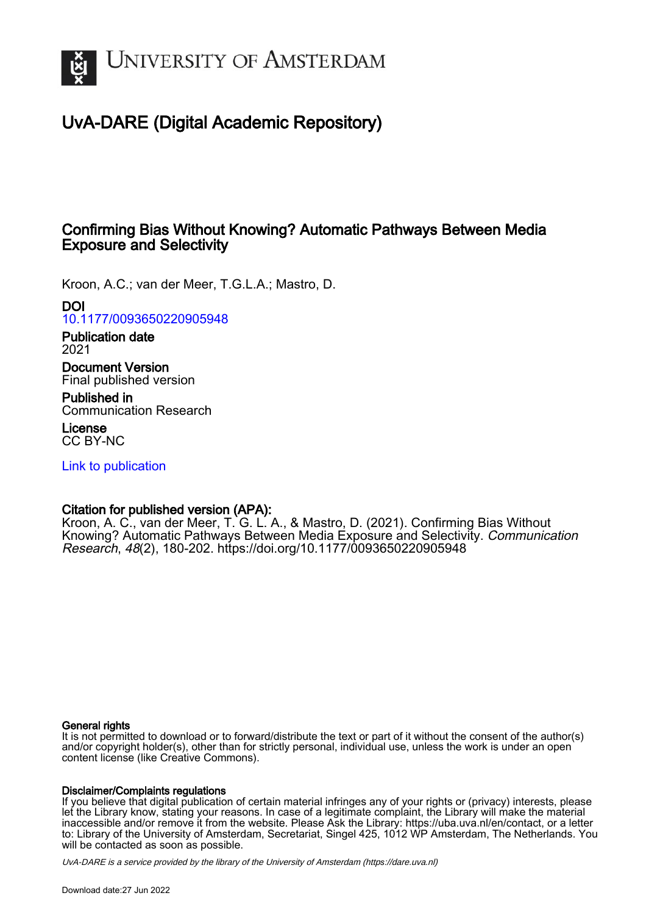# University of Amsterdam

## UvA-DARE (Digital Academic Repository)

### Confirming Bias Without Knowing? Automatic Pathways Between Media Exposure and Selectivity

Kroon, A.C.; van der Meer, T.G.L.A.; Mastro, D.

**DOI**
10.1177/0093650220905948

**Publication date**
2021

**Document Version**
Final published version

**Published in**
Communication Research

**License**
CC BY-NC

Link to publication

**Citation for published version (APA):**
Kroon, A. C., van der Meer, T. G. L. A., & Mastro, D. (2021). Confirming Bias Without Knowing? Automatic Pathways Between Media Exposure and Selectivity. *Communication Research*, *48*(2), 180-202. https://doi.org/10.1177/0093650220905948

**General rights**
It is not permitted to download or to forward/distribute the text or part of it without the consent of the author(s) and/or copyright holder(s), other than for strictly personal, individual use, unless the work is under an open content license (like Creative Commons).

**Disclaimer/Complaints regulations**
If you believe that digital publication of certain material infringes any of your rights or (privacy) interests, please let the Library know, stating your reasons. In case of a legitimate complaint, the Library will make the material inaccessible and/or remove it from the website. Please Ask the Library: https://uba.uva.nl/en/contact, or a letter to: Library of the University of Amsterdam, Secretariat, Singel 425, 1012 WP Amsterdam, The Netherlands. You will be contacted as soon as possible.

*UvA-DARE is a service provided by the library of the University of Amsterdam (https://dare.uva.nl)*

Download date:27 Jun 2022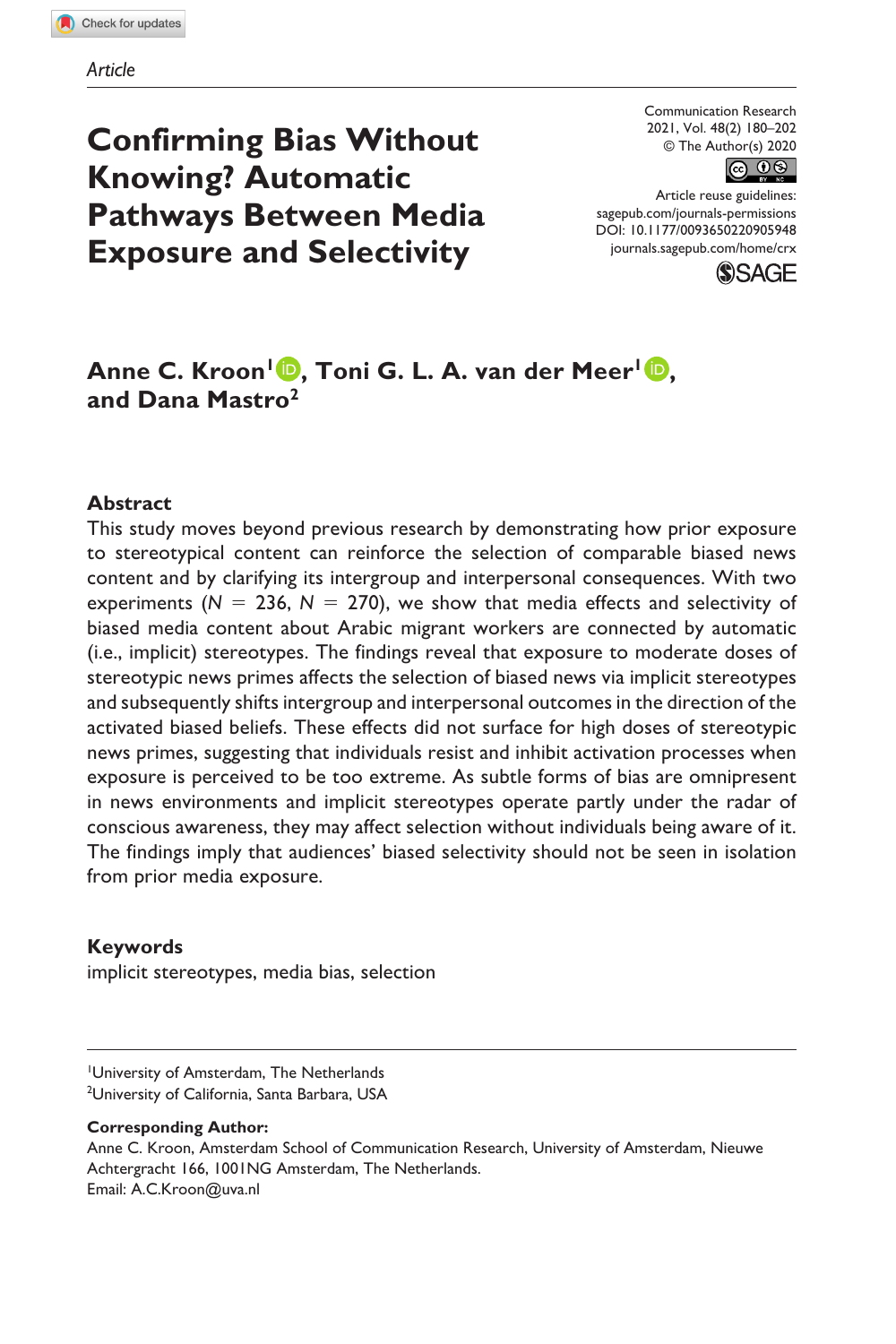Article

# Confirming Bias Without Knowing? Automatic Pathways Between Media Exposure and Selectivity

**Anne C. Kroon[1], Toni G. L. A. van der Meer[1], and Dana Mastro[2]**

## Abstract

This study moves beyond previous research by demonstrating how prior exposure to stereotypical content can reinforce the selection of comparable biased news content and by clarifying its intergroup and interpersonal consequences. With two experiments (*N* = 236, *N* = 270), we show that media effects and selectivity of biased media content about Arabic migrant workers are connected by automatic (i.e., implicit) stereotypes. The findings reveal that exposure to moderate doses of stereotypic news primes affects the selection of biased news via implicit stereotypes and subsequently shifts intergroup and interpersonal outcomes in the direction of the activated biased beliefs. These effects did not surface for high doses of stereotypic news primes, suggesting that individuals resist and inhibit activation processes when exposure is perceived to be too extreme. As subtle forms of bias are omnipresent in news environments and implicit stereotypes operate partly under the radar of conscious awareness, they may affect selection without individuals being aware of it. The findings imply that audiences' biased selectivity should not be seen in isolation from prior media exposure.

### Keywords

implicit stereotypes, media bias, selection

[1]University of Amsterdam, The Netherlands
[2]University of California, Santa Barbara, USA

**Corresponding Author:**
Anne C. Kroon, Amsterdam School of Communication Research, University of Amsterdam, Nieuwe Achtergracht 166, 1001NG Amsterdam, The Netherlands.
Email: A.C.Kroon@uva.nl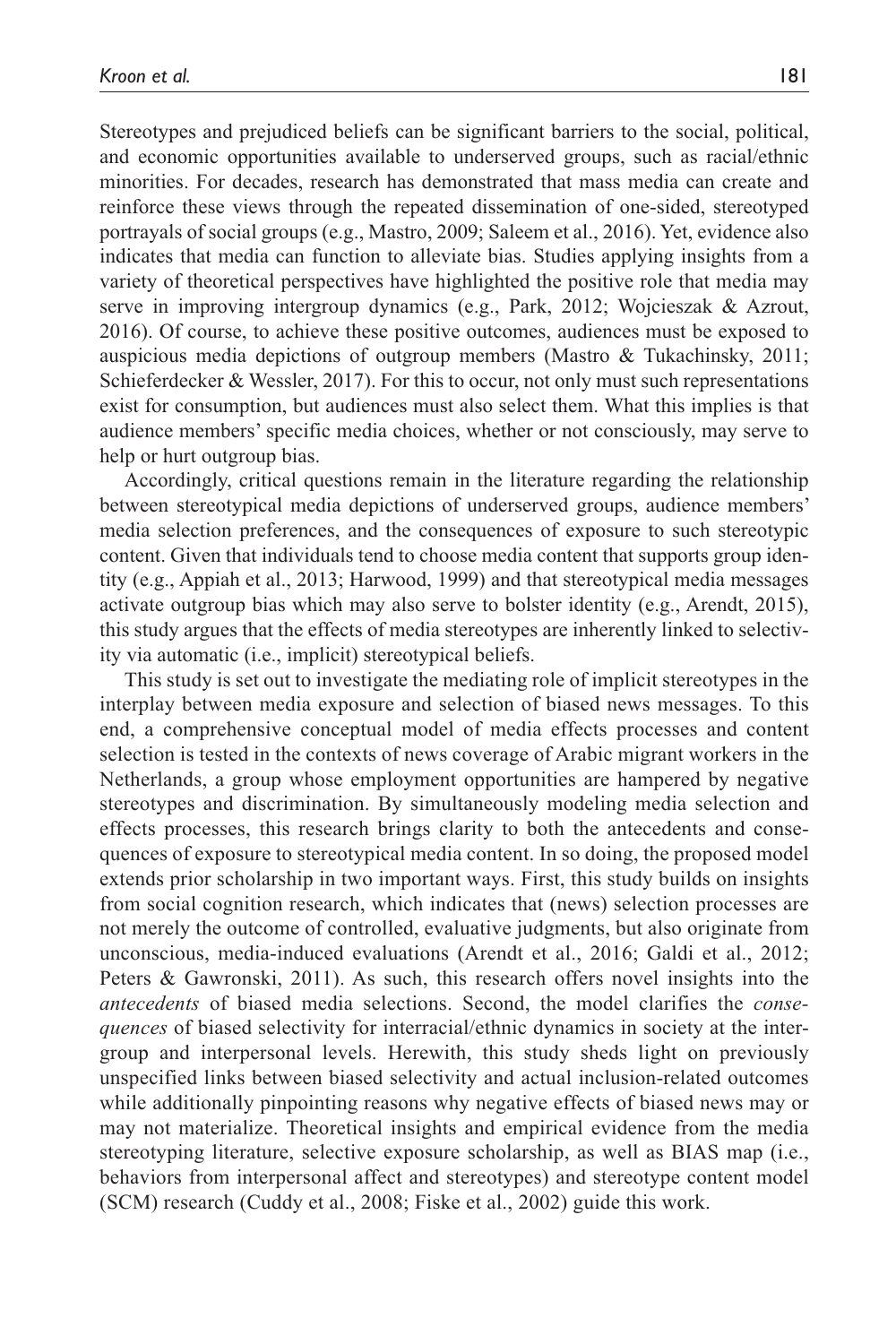Stereotypes and prejudiced beliefs can be significant barriers to the social, political, and economic opportunities available to underserved groups, such as racial/ethnic minorities. For decades, research has demonstrated that mass media can create and reinforce these views through the repeated dissemination of one-sided, stereotyped portrayals of social groups (e.g., Mastro, 2009; Saleem et al., 2016). Yet, evidence also indicates that media can function to alleviate bias. Studies applying insights from a variety of theoretical perspectives have highlighted the positive role that media may serve in improving intergroup dynamics (e.g., Park, 2012; Wojcieszak & Azrout, 2016). Of course, to achieve these positive outcomes, audiences must be exposed to auspicious media depictions of outgroup members (Mastro & Tukachinsky, 2011; Schieferdecker & Wessler, 2017). For this to occur, not only must such representations exist for consumption, but audiences must also select them. What this implies is that audience members' specific media choices, whether or not consciously, may serve to help or hurt outgroup bias.

Accordingly, critical questions remain in the literature regarding the relationship between stereotypical media depictions of underserved groups, audience members' media selection preferences, and the consequences of exposure to such stereotypic content. Given that individuals tend to choose media content that supports group identity (e.g., Appiah et al., 2013; Harwood, 1999) and that stereotypical media messages activate outgroup bias which may also serve to bolster identity (e.g., Arendt, 2015), this study argues that the effects of media stereotypes are inherently linked to selectivity via automatic (i.e., implicit) stereotypical beliefs.

This study is set out to investigate the mediating role of implicit stereotypes in the interplay between media exposure and selection of biased news messages. To this end, a comprehensive conceptual model of media effects processes and content selection is tested in the contexts of news coverage of Arabic migrant workers in the Netherlands, a group whose employment opportunities are hampered by negative stereotypes and discrimination. By simultaneously modeling media selection and effects processes, this research brings clarity to both the antecedents and consequences of exposure to stereotypical media content. In so doing, the proposed model extends prior scholarship in two important ways. First, this study builds on insights from social cognition research, which indicates that (news) selection processes are not merely the outcome of controlled, evaluative judgments, but also originate from unconscious, media-induced evaluations (Arendt et al., 2016; Galdi et al., 2012; Peters & Gawronski, 2011). As such, this research offers novel insights into the *antecedents* of biased media selections. Second, the model clarifies the *consequences* of biased selectivity for interracial/ethnic dynamics in society at the intergroup and interpersonal levels. Herewith, this study sheds light on previously unspecified links between biased selectivity and actual inclusion-related outcomes while additionally pinpointing reasons why negative effects of biased news may or may not materialize. Theoretical insights and empirical evidence from the media stereotyping literature, selective exposure scholarship, as well as BIAS map (i.e., behaviors from interpersonal affect and stereotypes) and stereotype content model (SCM) research (Cuddy et al., 2008; Fiske et al., 2002) guide this work.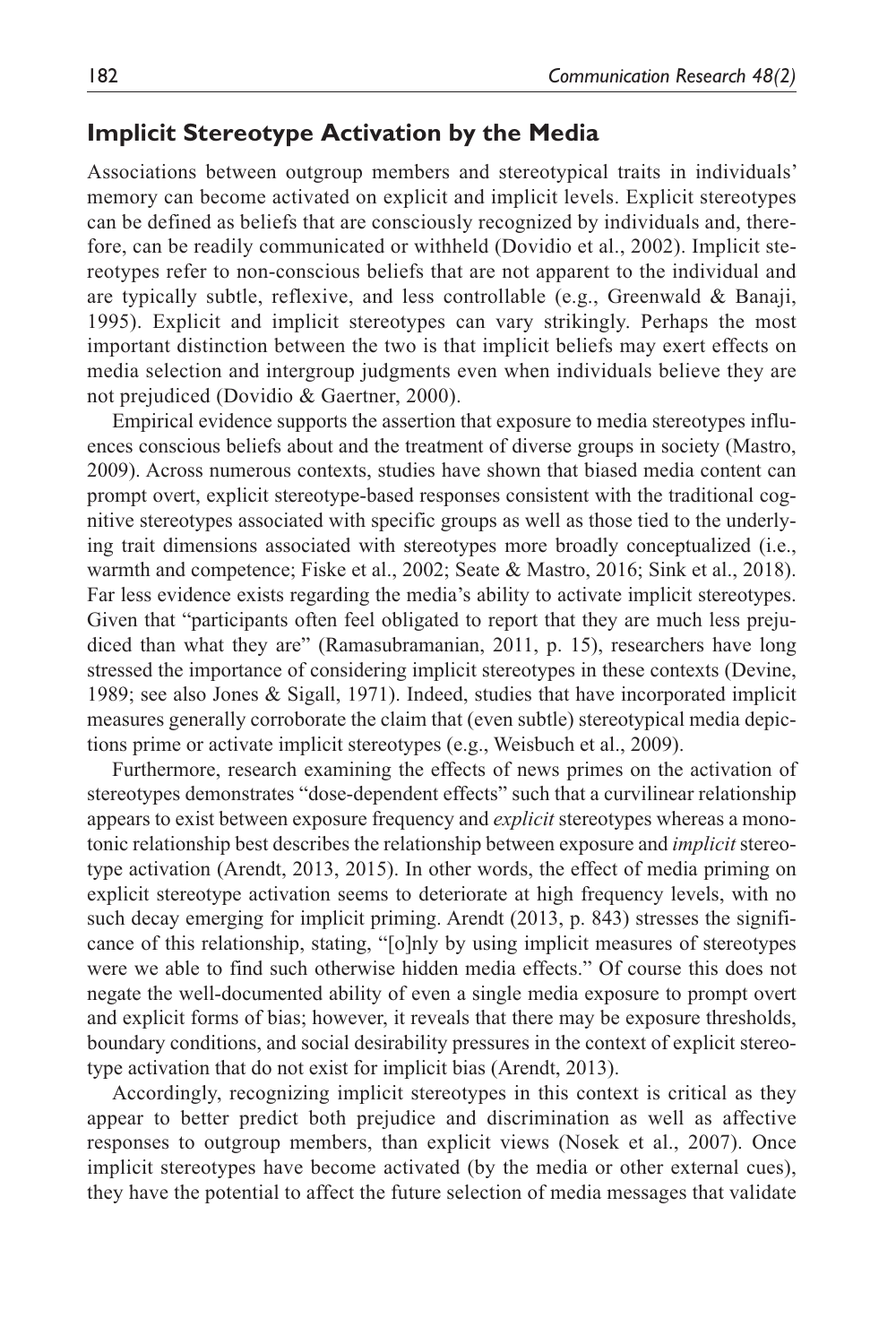## Implicit Stereotype Activation by the Media

Associations between outgroup members and stereotypical traits in individuals' memory can become activated on explicit and implicit levels. Explicit stereotypes can be defined as beliefs that are consciously recognized by individuals and, therefore, can be readily communicated or withheld (Dovidio et al., 2002). Implicit stereotypes refer to non-conscious beliefs that are not apparent to the individual and are typically subtle, reflexive, and less controllable (e.g., Greenwald & Banaji, 1995). Explicit and implicit stereotypes can vary strikingly. Perhaps the most important distinction between the two is that implicit beliefs may exert effects on media selection and intergroup judgments even when individuals believe they are not prejudiced (Dovidio & Gaertner, 2000).

Empirical evidence supports the assertion that exposure to media stereotypes influences conscious beliefs about and the treatment of diverse groups in society (Mastro, 2009). Across numerous contexts, studies have shown that biased media content can prompt overt, explicit stereotype-based responses consistent with the traditional cognitive stereotypes associated with specific groups as well as those tied to the underlying trait dimensions associated with stereotypes more broadly conceptualized (i.e., warmth and competence; Fiske et al., 2002; Seate & Mastro, 2016; Sink et al., 2018). Far less evidence exists regarding the media's ability to activate implicit stereotypes. Given that "participants often feel obligated to report that they are much less prejudiced than what they are" (Ramasubramanian, 2011, p. 15), researchers have long stressed the importance of considering implicit stereotypes in these contexts (Devine, 1989; see also Jones & Sigall, 1971). Indeed, studies that have incorporated implicit measures generally corroborate the claim that (even subtle) stereotypical media depictions prime or activate implicit stereotypes (e.g., Weisbuch et al., 2009).

Furthermore, research examining the effects of news primes on the activation of stereotypes demonstrates "dose-dependent effects" such that a curvilinear relationship appears to exist between exposure frequency and *explicit* stereotypes whereas a monotonic relationship best describes the relationship between exposure and *implicit* stereotype activation (Arendt, 2013, 2015). In other words, the effect of media priming on explicit stereotype activation seems to deteriorate at high frequency levels, with no such decay emerging for implicit priming. Arendt (2013, p. 843) stresses the significance of this relationship, stating, "[o]nly by using implicit measures of stereotypes were we able to find such otherwise hidden media effects." Of course this does not negate the well-documented ability of even a single media exposure to prompt overt and explicit forms of bias; however, it reveals that there may be exposure thresholds, boundary conditions, and social desirability pressures in the context of explicit stereotype activation that do not exist for implicit bias (Arendt, 2013).

Accordingly, recognizing implicit stereotypes in this context is critical as they appear to better predict both prejudice and discrimination as well as affective responses to outgroup members, than explicit views (Nosek et al., 2007). Once implicit stereotypes have become activated (by the media or other external cues), they have the potential to affect the future selection of media messages that validate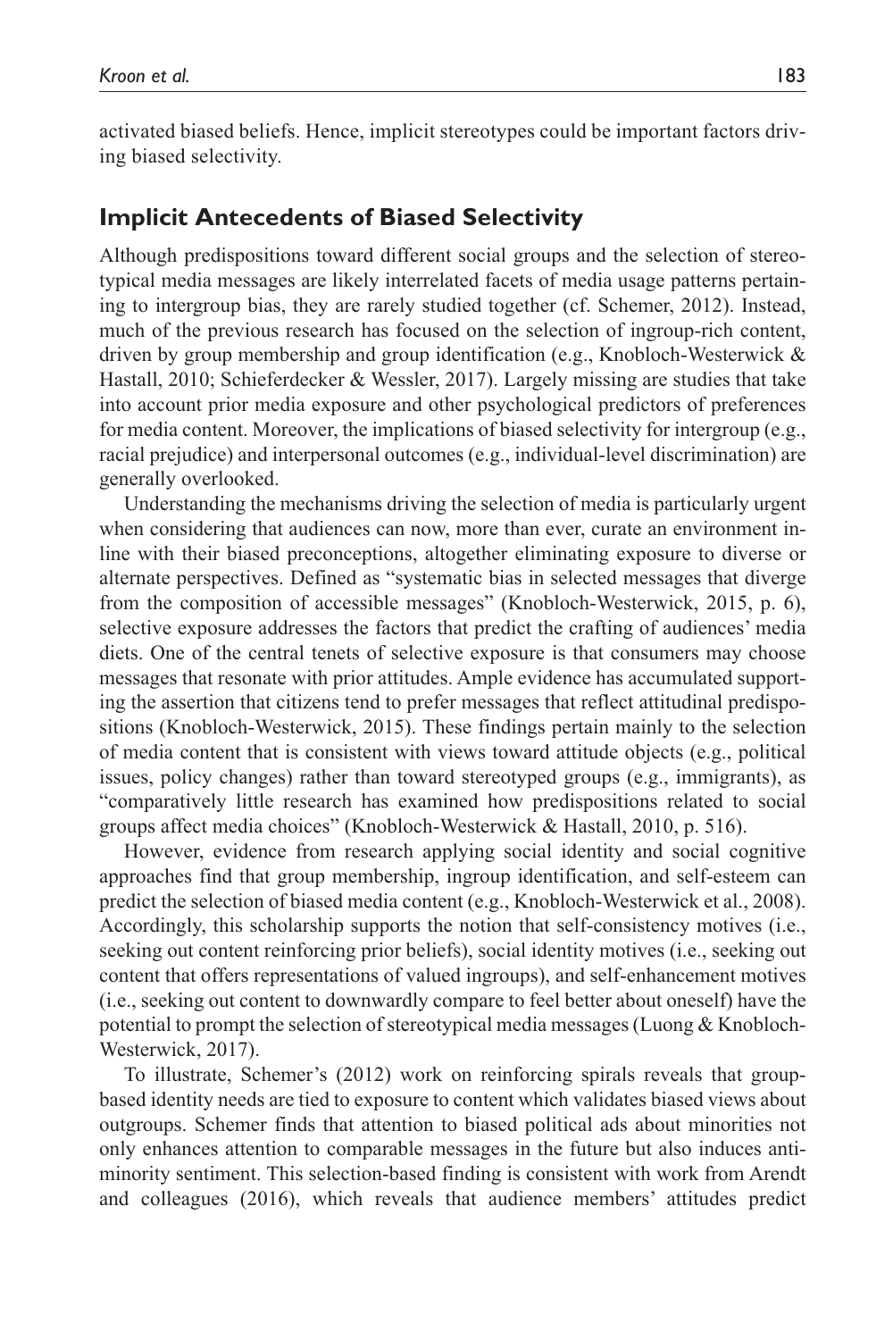activated biased beliefs. Hence, implicit stereotypes could be important factors driving biased selectivity.

## Implicit Antecedents of Biased Selectivity

Although predispositions toward different social groups and the selection of stereotypical media messages are likely interrelated facets of media usage patterns pertaining to intergroup bias, they are rarely studied together (cf. Schemer, 2012). Instead, much of the previous research has focused on the selection of ingroup-rich content, driven by group membership and group identification (e.g., Knobloch-Westerwick & Hastall, 2010; Schieferdecker & Wessler, 2017). Largely missing are studies that take into account prior media exposure and other psychological predictors of preferences for media content. Moreover, the implications of biased selectivity for intergroup (e.g., racial prejudice) and interpersonal outcomes (e.g., individual-level discrimination) are generally overlooked.

Understanding the mechanisms driving the selection of media is particularly urgent when considering that audiences can now, more than ever, curate an environment in-line with their biased preconceptions, altogether eliminating exposure to diverse or alternate perspectives. Defined as "systematic bias in selected messages that diverge from the composition of accessible messages" (Knobloch-Westerwick, 2015, p. 6), selective exposure addresses the factors that predict the crafting of audiences' media diets. One of the central tenets of selective exposure is that consumers may choose messages that resonate with prior attitudes. Ample evidence has accumulated supporting the assertion that citizens tend to prefer messages that reflect attitudinal predispositions (Knobloch-Westerwick, 2015). These findings pertain mainly to the selection of media content that is consistent with views toward attitude objects (e.g., political issues, policy changes) rather than toward stereotyped groups (e.g., immigrants), as "comparatively little research has examined how predispositions related to social groups affect media choices" (Knobloch-Westerwick & Hastall, 2010, p. 516).

However, evidence from research applying social identity and social cognitive approaches find that group membership, ingroup identification, and self-esteem can predict the selection of biased media content (e.g., Knobloch-Westerwick et al., 2008). Accordingly, this scholarship supports the notion that self-consistency motives (i.e., seeking out content reinforcing prior beliefs), social identity motives (i.e., seeking out content that offers representations of valued ingroups), and self-enhancement motives (i.e., seeking out content to downwardly compare to feel better about oneself) have the potential to prompt the selection of stereotypical media messages (Luong & Knobloch-Westerwick, 2017).

To illustrate, Schemer's (2012) work on reinforcing spirals reveals that group-based identity needs are tied to exposure to content which validates biased views about outgroups. Schemer finds that attention to biased political ads about minorities not only enhances attention to comparable messages in the future but also induces anti-minority sentiment. This selection-based finding is consistent with work from Arendt and colleagues (2016), which reveals that audience members' attitudes predict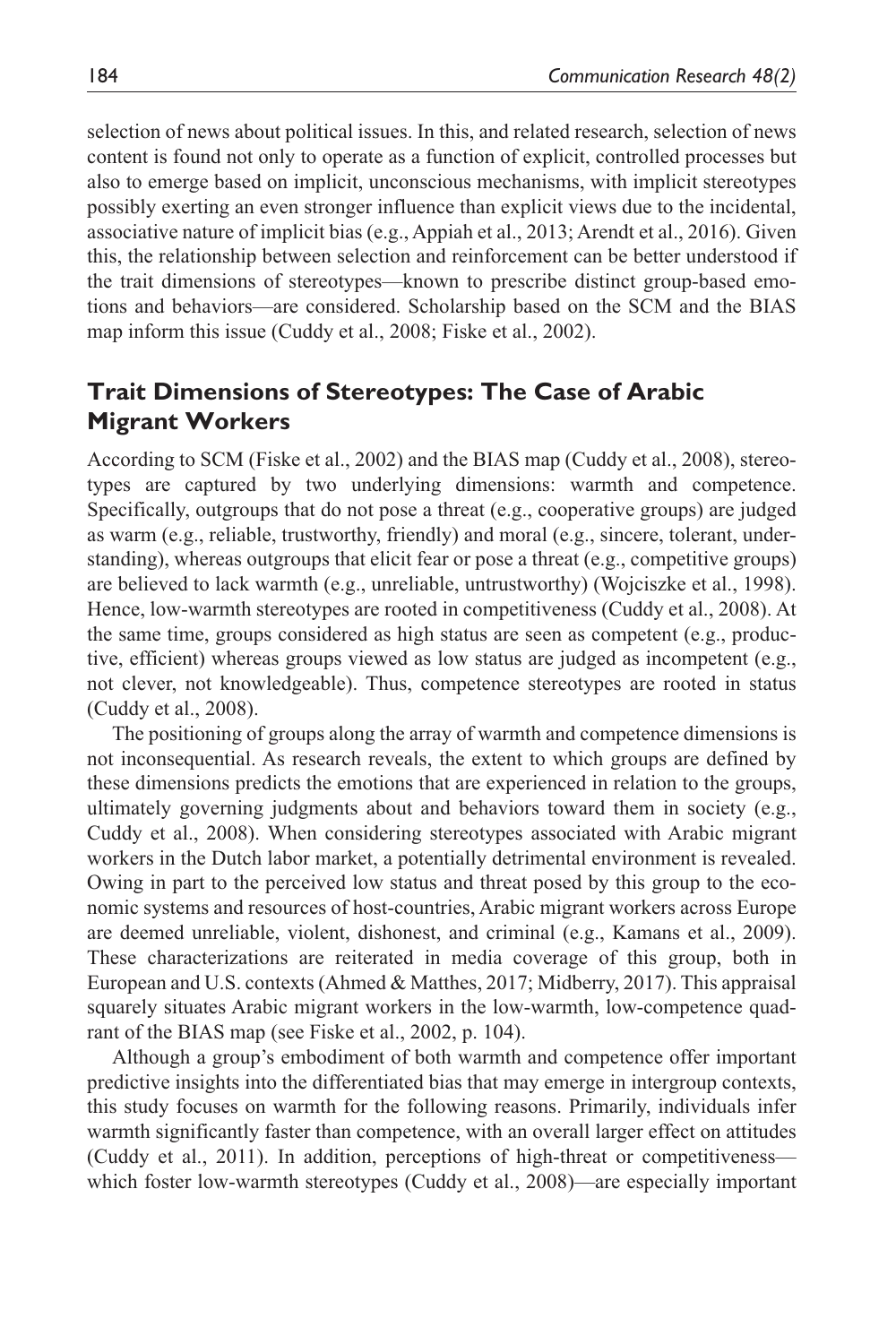selection of news about political issues. In this, and related research, selection of news content is found not only to operate as a function of explicit, controlled processes but also to emerge based on implicit, unconscious mechanisms, with implicit stereotypes possibly exerting an even stronger influence than explicit views due to the incidental, associative nature of implicit bias (e.g., Appiah et al., 2013; Arendt et al., 2016). Given this, the relationship between selection and reinforcement can be better understood if the trait dimensions of stereotypes—known to prescribe distinct group-based emotions and behaviors—are considered. Scholarship based on the SCM and the BIAS map inform this issue (Cuddy et al., 2008; Fiske et al., 2002).

## Trait Dimensions of Stereotypes: The Case of Arabic Migrant Workers

According to SCM (Fiske et al., 2002) and the BIAS map (Cuddy et al., 2008), stereotypes are captured by two underlying dimensions: warmth and competence. Specifically, outgroups that do not pose a threat (e.g., cooperative groups) are judged as warm (e.g., reliable, trustworthy, friendly) and moral (e.g., sincere, tolerant, understanding), whereas outgroups that elicit fear or pose a threat (e.g., competitive groups) are believed to lack warmth (e.g., unreliable, untrustworthy) (Wojciszke et al., 1998). Hence, low-warmth stereotypes are rooted in competitiveness (Cuddy et al., 2008). At the same time, groups considered as high status are seen as competent (e.g., productive, efficient) whereas groups viewed as low status are judged as incompetent (e.g., not clever, not knowledgeable). Thus, competence stereotypes are rooted in status (Cuddy et al., 2008).

The positioning of groups along the array of warmth and competence dimensions is not inconsequential. As research reveals, the extent to which groups are defined by these dimensions predicts the emotions that are experienced in relation to the groups, ultimately governing judgments about and behaviors toward them in society (e.g., Cuddy et al., 2008). When considering stereotypes associated with Arabic migrant workers in the Dutch labor market, a potentially detrimental environment is revealed. Owing in part to the perceived low status and threat posed by this group to the economic systems and resources of host-countries, Arabic migrant workers across Europe are deemed unreliable, violent, dishonest, and criminal (e.g., Kamans et al., 2009). These characterizations are reiterated in media coverage of this group, both in European and U.S. contexts (Ahmed & Matthes, 2017; Midberry, 2017). This appraisal squarely situates Arabic migrant workers in the low-warmth, low-competence quadrant of the BIAS map (see Fiske et al., 2002, p. 104).

Although a group's embodiment of both warmth and competence offer important predictive insights into the differentiated bias that may emerge in intergroup contexts, this study focuses on warmth for the following reasons. Primarily, individuals infer warmth significantly faster than competence, with an overall larger effect on attitudes (Cuddy et al., 2011). In addition, perceptions of high-threat or competitiveness—which foster low-warmth stereotypes (Cuddy et al., 2008)—are especially important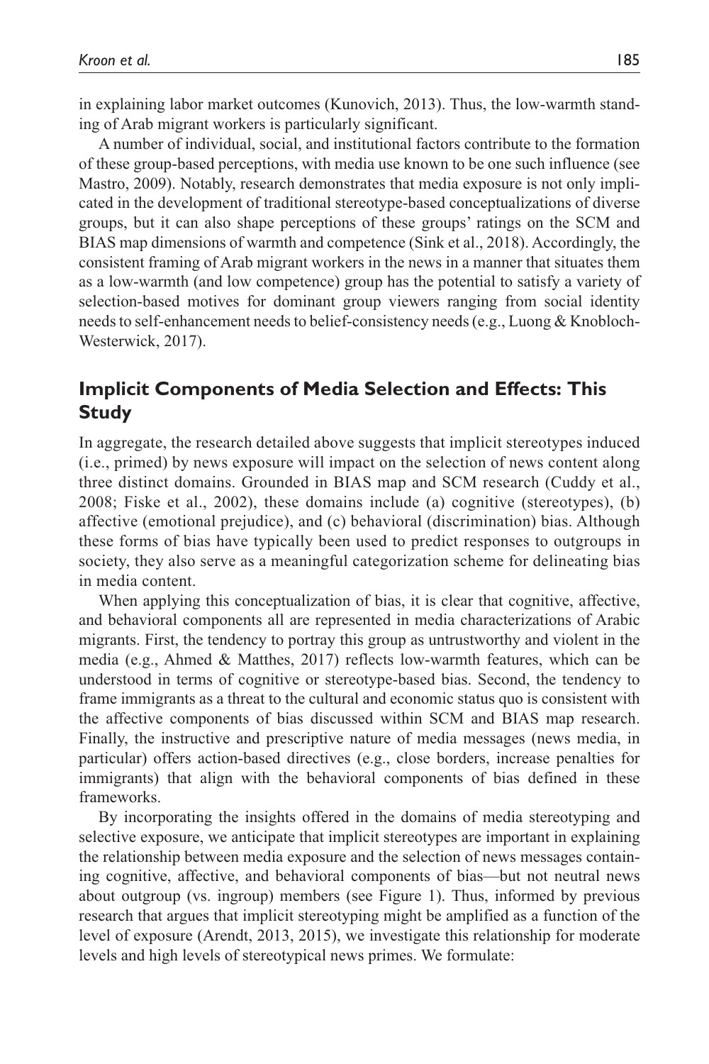in explaining labor market outcomes (Kunovich, 2013). Thus, the low-warmth standing of Arab migrant workers is particularly significant.

A number of individual, social, and institutional factors contribute to the formation of these group-based perceptions, with media use known to be one such influence (see Mastro, 2009). Notably, research demonstrates that media exposure is not only implicated in the development of traditional stereotype-based conceptualizations of diverse groups, but it can also shape perceptions of these groups' ratings on the SCM and BIAS map dimensions of warmth and competence (Sink et al., 2018). Accordingly, the consistent framing of Arab migrant workers in the news in a manner that situates them as a low-warmth (and low competence) group has the potential to satisfy a variety of selection-based motives for dominant group viewers ranging from social identity needs to self-enhancement needs to belief-consistency needs (e.g., Luong & Knobloch-Westerwick, 2017).

## Implicit Components of Media Selection and Effects: This Study

In aggregate, the research detailed above suggests that implicit stereotypes induced (i.e., primed) by news exposure will impact on the selection of news content along three distinct domains. Grounded in BIAS map and SCM research (Cuddy et al., 2008; Fiske et al., 2002), these domains include (a) cognitive (stereotypes), (b) affective (emotional prejudice), and (c) behavioral (discrimination) bias. Although these forms of bias have typically been used to predict responses to outgroups in society, they also serve as a meaningful categorization scheme for delineating bias in media content.

When applying this conceptualization of bias, it is clear that cognitive, affective, and behavioral components all are represented in media characterizations of Arabic migrants. First, the tendency to portray this group as untrustworthy and violent in the media (e.g., Ahmed & Matthes, 2017) reflects low-warmth features, which can be understood in terms of cognitive or stereotype-based bias. Second, the tendency to frame immigrants as a threat to the cultural and economic status quo is consistent with the affective components of bias discussed within SCM and BIAS map research. Finally, the instructive and prescriptive nature of media messages (news media, in particular) offers action-based directives (e.g., close borders, increase penalties for immigrants) that align with the behavioral components of bias defined in these frameworks.

By incorporating the insights offered in the domains of media stereotyping and selective exposure, we anticipate that implicit stereotypes are important in explaining the relationship between media exposure and the selection of news messages containing cognitive, affective, and behavioral components of bias—but not neutral news about outgroup (vs. ingroup) members (see Figure 1). Thus, informed by previous research that argues that implicit stereotyping might be amplified as a function of the level of exposure (Arendt, 2013, 2015), we investigate this relationship for moderate levels and high levels of stereotypical news primes. We formulate: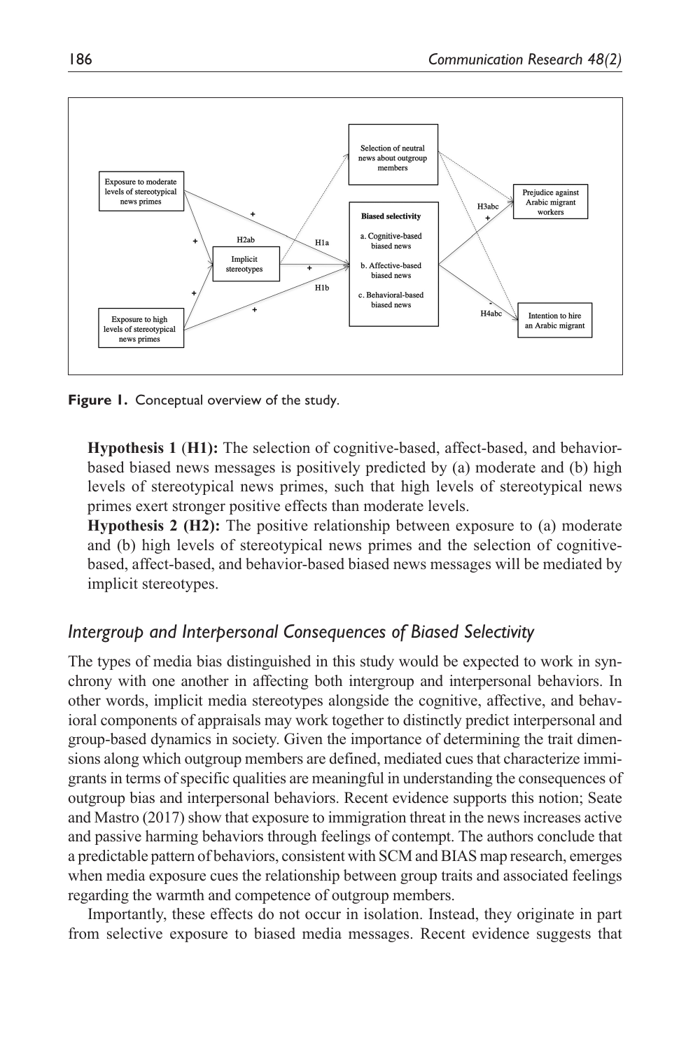Figure 1. Conceptual overview of the study.

**Hypothesis 1 (H1):** The selection of cognitive-based, affect-based, and behavior-based biased news messages is positively predicted by (a) moderate and (b) high levels of stereotypical news primes, such that high levels of stereotypical news primes exert stronger positive effects than moderate levels.

**Hypothesis 2 (H2):** The positive relationship between exposure to (a) moderate and (b) high levels of stereotypical news primes and the selection of cognitive-based, affect-based, and behavior-based biased news messages will be mediated by implicit stereotypes.

## *Intergroup and Interpersonal Consequences of Biased Selectivity*

The types of media bias distinguished in this study would be expected to work in synchrony with one another in affecting both intergroup and interpersonal behaviors. In other words, implicit media stereotypes alongside the cognitive, affective, and behavioral components of appraisals may work together to distinctly predict interpersonal and group-based dynamics in society. Given the importance of determining the trait dimensions along which outgroup members are defined, mediated cues that characterize immigrants in terms of specific qualities are meaningful in understanding the consequences of outgroup bias and interpersonal behaviors. Recent evidence supports this notion; Seate and Mastro (2017) show that exposure to immigration threat in the news increases active and passive harming behaviors through feelings of contempt. The authors conclude that a predictable pattern of behaviors, consistent with SCM and BIAS map research, emerges when media exposure cues the relationship between group traits and associated feelings regarding the warmth and competence of outgroup members.

Importantly, these effects do not occur in isolation. Instead, they originate in part from selective exposure to biased media messages. Recent evidence suggests that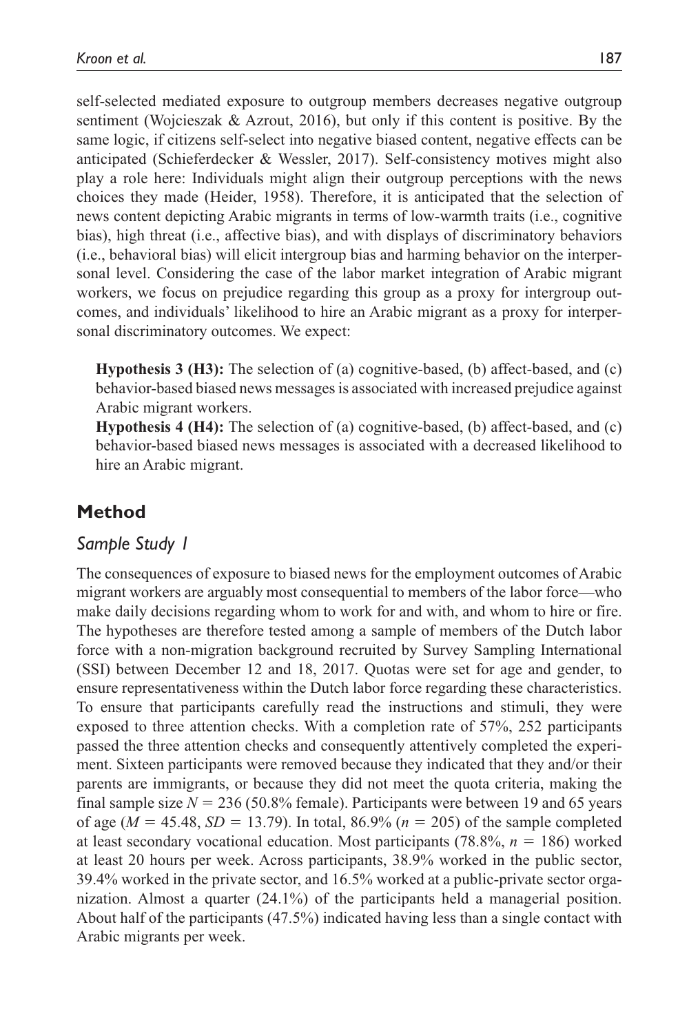self-selected mediated exposure to outgroup members decreases negative outgroup sentiment (Wojcieszak & Azrout, 2016), but only if this content is positive. By the same logic, if citizens self-select into negative biased content, negative effects can be anticipated (Schieferdecker & Wessler, 2017). Self-consistency motives might also play a role here: Individuals might align their outgroup perceptions with the news choices they made (Heider, 1958). Therefore, it is anticipated that the selection of news content depicting Arabic migrants in terms of low-warmth traits (i.e., cognitive bias), high threat (i.e., affective bias), and with displays of discriminatory behaviors (i.e., behavioral bias) will elicit intergroup bias and harming behavior on the interpersonal level. Considering the case of the labor market integration of Arabic migrant workers, we focus on prejudice regarding this group as a proxy for intergroup outcomes, and individuals' likelihood to hire an Arabic migrant as a proxy for interpersonal discriminatory outcomes. We expect:

> **Hypothesis 3 (H3):** The selection of (a) cognitive-based, (b) affect-based, and (c) behavior-based biased news messages is associated with increased prejudice against Arabic migrant workers.
>
> **Hypothesis 4 (H4):** The selection of (a) cognitive-based, (b) affect-based, and (c) behavior-based biased news messages is associated with a decreased likelihood to hire an Arabic migrant.

## Method

### Sample Study 1

The consequences of exposure to biased news for the employment outcomes of Arabic migrant workers are arguably most consequential to members of the labor force—who make daily decisions regarding whom to work for and with, and whom to hire or fire. The hypotheses are therefore tested among a sample of members of the Dutch labor force with a non-migration background recruited by Survey Sampling International (SSI) between December 12 and 18, 2017. Quotas were set for age and gender, to ensure representativeness within the Dutch labor force regarding these characteristics. To ensure that participants carefully read the instructions and stimuli, they were exposed to three attention checks. With a completion rate of 57%, 252 participants passed the three attention checks and consequently attentively completed the experiment. Sixteen participants were removed because they indicated that they and/or their parents are immigrants, or because they did not meet the quota criteria, making the final sample size $N = 236$ (50.8% female). Participants were between 19 and 65 years of age ($M = 45.48$, $SD = 13.79$). In total, 86.9% ($n = 205$) of the sample completed at least secondary vocational education. Most participants (78.8%, $n = 186$) worked at least 20 hours per week. Across participants, 38.9% worked in the public sector, 39.4% worked in the private sector, and 16.5% worked at a public-private sector organization. Almost a quarter (24.1%) of the participants held a managerial position. About half of the participants (47.5%) indicated having less than a single contact with Arabic migrants per week.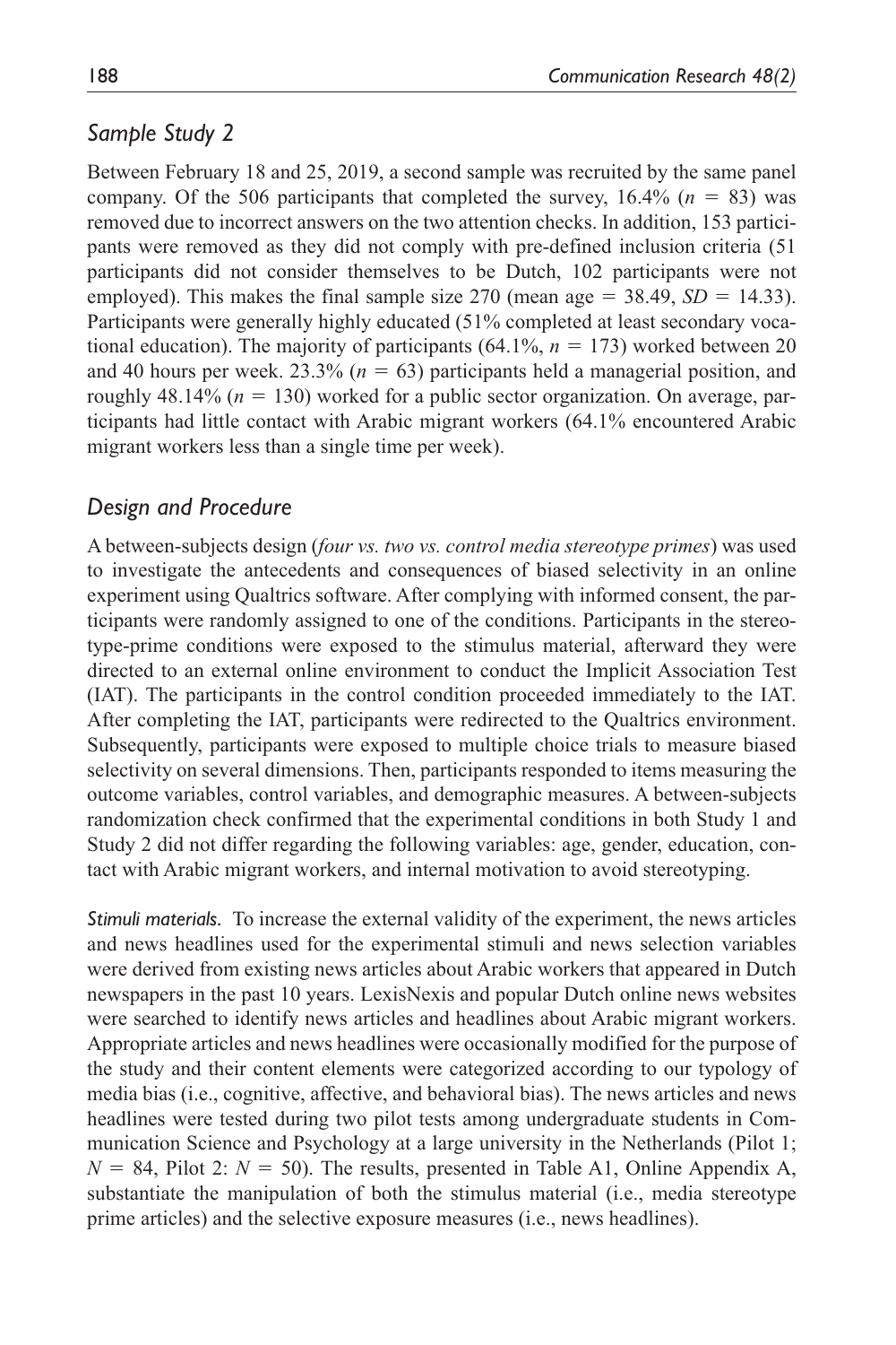### *Sample Study 2*

Between February 18 and 25, 2019, a second sample was recruited by the same panel company. Of the 506 participants that completed the survey, 16.4% ($n$ = 83) was removed due to incorrect answers on the two attention checks. In addition, 153 participants were removed as they did not comply with pre-defined inclusion criteria (51 participants did not consider themselves to be Dutch, 102 participants were not employed). This makes the final sample size 270 (mean age = 38.49, $SD$ = 14.33). Participants were generally highly educated (51% completed at least secondary vocational education). The majority of participants (64.1%, $n$ = 173) worked between 20 and 40 hours per week. 23.3% ($n$ = 63) participants held a managerial position, and roughly 48.14% ($n$ = 130) worked for a public sector organization. On average, participants had little contact with Arabic migrant workers (64.1% encountered Arabic migrant workers less than a single time per week).

### *Design and Procedure*

A between-subjects design (*four vs. two vs. control media stereotype primes*) was used to investigate the antecedents and consequences of biased selectivity in an online experiment using Qualtrics software. After complying with informed consent, the participants were randomly assigned to one of the conditions. Participants in the stereotype-prime conditions were exposed to the stimulus material, afterward they were directed to an external online environment to conduct the Implicit Association Test (IAT). The participants in the control condition proceeded immediately to the IAT. After completing the IAT, participants were redirected to the Qualtrics environment. Subsequently, participants were exposed to multiple choice trials to measure biased selectivity on several dimensions. Then, participants responded to items measuring the outcome variables, control variables, and demographic measures. A between-subjects randomization check confirmed that the experimental conditions in both Study 1 and Study 2 did not differ regarding the following variables: age, gender, education, contact with Arabic migrant workers, and internal motivation to avoid stereotyping.

*Stimuli materials.* To increase the external validity of the experiment, the news articles and news headlines used for the experimental stimuli and news selection variables were derived from existing news articles about Arabic workers that appeared in Dutch newspapers in the past 10 years. LexisNexis and popular Dutch online news websites were searched to identify news articles and headlines about Arabic migrant workers. Appropriate articles and news headlines were occasionally modified for the purpose of the study and their content elements were categorized according to our typology of media bias (i.e., cognitive, affective, and behavioral bias). The news articles and news headlines were tested during two pilot tests among undergraduate students in Communication Science and Psychology at a large university in the Netherlands (Pilot 1; $N$ = 84, Pilot 2: $N$ = 50). The results, presented in Table A1, Online Appendix A, substantiate the manipulation of both the stimulus material (i.e., media stereotype prime articles) and the selective exposure measures (i.e., news headlines).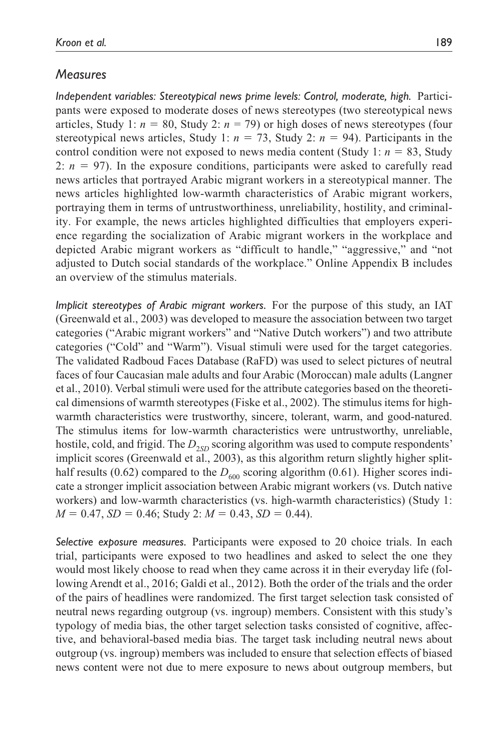## *Measures*

***Independent variables: Stereotypical news prime levels: Control, moderate, high.*** Participants were exposed to moderate doses of news stereotypes (two stereotypical news articles, Study 1: $n = 80$, Study 2: $n = 79$) or high doses of news stereotypes (four stereotypical news articles, Study 1: $n = 73$, Study 2: $n = 94$). Participants in the control condition were not exposed to news media content (Study 1: $n = 83$, Study 2: $n = 97$). In the exposure conditions, participants were asked to carefully read news articles that portrayed Arabic migrant workers in a stereotypical manner. The news articles highlighted low-warmth characteristics of Arabic migrant workers, portraying them in terms of untrustworthiness, unreliability, hostility, and criminality. For example, the news articles highlighted difficulties that employers experience regarding the socialization of Arabic migrant workers in the workplace and depicted Arabic migrant workers as "difficult to handle," "aggressive," and "not adjusted to Dutch social standards of the workplace." Online Appendix B includes an overview of the stimulus materials.

***Implicit stereotypes of Arabic migrant workers.*** For the purpose of this study, an IAT (Greenwald et al., 2003) was developed to measure the association between two target categories ("Arabic migrant workers" and "Native Dutch workers") and two attribute categories ("Cold" and "Warm"). Visual stimuli were used for the target categories. The validated Radboud Faces Database (RaFD) was used to select pictures of neutral faces of four Caucasian male adults and four Arabic (Moroccan) male adults (Langner et al., 2010). Verbal stimuli were used for the attribute categories based on the theoretical dimensions of warmth stereotypes (Fiske et al., 2002). The stimulus items for high-warmth characteristics were trustworthy, sincere, tolerant, warm, and good-natured. The stimulus items for low-warmth characteristics were untrustworthy, unreliable, hostile, cold, and frigid. The $D_{2SD}$ scoring algorithm was used to compute respondents' implicit scores (Greenwald et al., 2003), as this algorithm return slightly higher split-half results (0.62) compared to the $D_{600}$ scoring algorithm (0.61). Higher scores indicate a stronger implicit association between Arabic migrant workers (vs. Dutch native workers) and low-warmth characteristics (vs. high-warmth characteristics) (Study 1: $M = 0.47$, $SD = 0.46$; Study 2: $M = 0.43$, $SD = 0.44$).

***Selective exposure measures.*** Participants were exposed to 20 choice trials. In each trial, participants were exposed to two headlines and asked to select the one they would most likely choose to read when they came across it in their everyday life (following Arendt et al., 2016; Galdi et al., 2012). Both the order of the trials and the order of the pairs of headlines were randomized. The first target selection task consisted of neutral news regarding outgroup (vs. ingroup) members. Consistent with this study's typology of media bias, the other target selection tasks consisted of cognitive, affective, and behavioral-based media bias. The target task including neutral news about outgroup (vs. ingroup) members was included to ensure that selection effects of biased news content were not due to mere exposure to news about outgroup members, but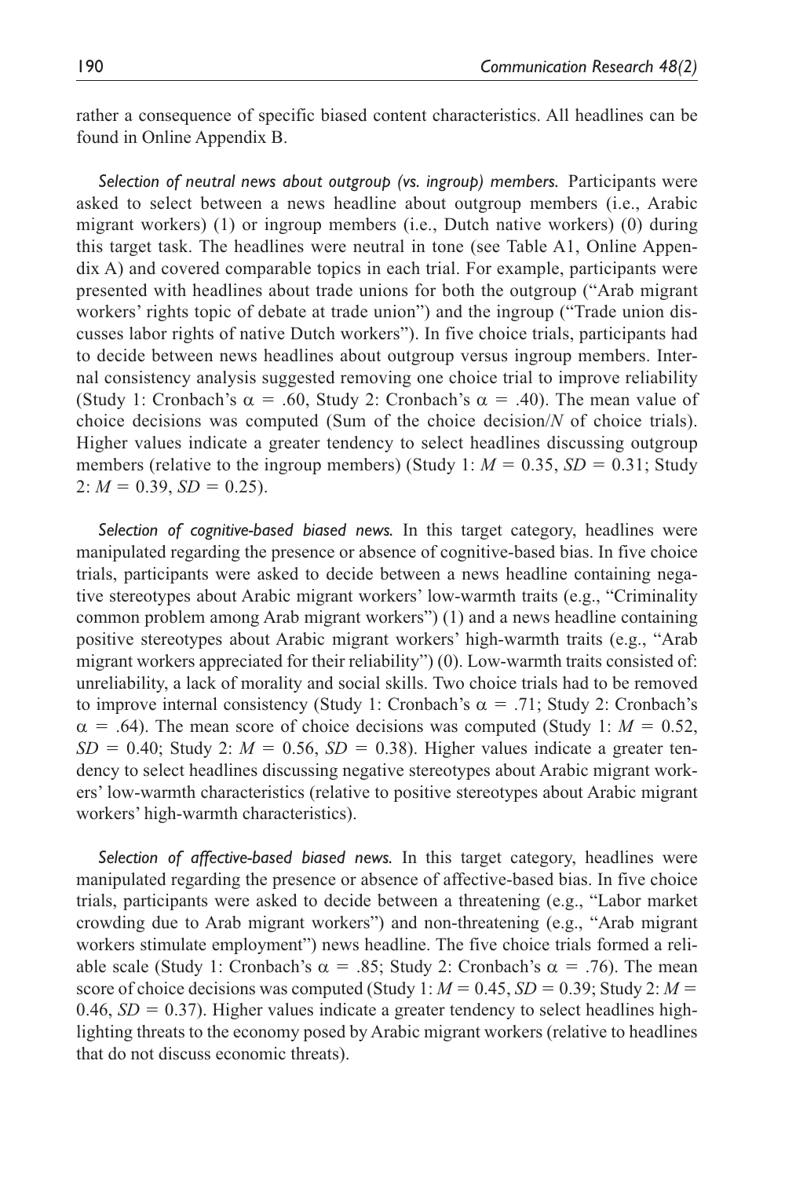rather a consequence of specific biased content characteristics. All headlines can be found in Online Appendix B.

*Selection of neutral news about outgroup (vs. ingroup) members.* Participants were asked to select between a news headline about outgroup members (i.e., Arabic migrant workers) (1) or ingroup members (i.e., Dutch native workers) (0) during this target task. The headlines were neutral in tone (see Table A1, Online Appendix A) and covered comparable topics in each trial. For example, participants were presented with headlines about trade unions for both the outgroup ("Arab migrant workers' rights topic of debate at trade union") and the ingroup ("Trade union discusses labor rights of native Dutch workers"). In five choice trials, participants had to decide between news headlines about outgroup versus ingroup members. Internal consistency analysis suggested removing one choice trial to improve reliability (Study 1: Cronbach's $\alpha = .60$, Study 2: Cronbach's $\alpha = .40$). The mean value of choice decisions was computed (Sum of the choice decision/$N$ of choice trials). Higher values indicate a greater tendency to select headlines discussing outgroup members (relative to the ingroup members) (Study 1: $M = 0.35$, $SD = 0.31$; Study 2: $M = 0.39$, $SD = 0.25$).

*Selection of cognitive-based biased news.* In this target category, headlines were manipulated regarding the presence or absence of cognitive-based bias. In five choice trials, participants were asked to decide between a news headline containing negative stereotypes about Arabic migrant workers' low-warmth traits (e.g., "Criminality common problem among Arab migrant workers") (1) and a news headline containing positive stereotypes about Arabic migrant workers' high-warmth traits (e.g., "Arab migrant workers appreciated for their reliability") (0). Low-warmth traits consisted of: unreliability, a lack of morality and social skills. Two choice trials had to be removed to improve internal consistency (Study 1: Cronbach's $\alpha = .71$; Study 2: Cronbach's $\alpha = .64$). The mean score of choice decisions was computed (Study 1: $M = 0.52$, $SD = 0.40$; Study 2: $M = 0.56$, $SD = 0.38$). Higher values indicate a greater tendency to select headlines discussing negative stereotypes about Arabic migrant workers' low-warmth characteristics (relative to positive stereotypes about Arabic migrant workers' high-warmth characteristics).

*Selection of affective-based biased news.* In this target category, headlines were manipulated regarding the presence or absence of affective-based bias. In five choice trials, participants were asked to decide between a threatening (e.g., "Labor market crowding due to Arab migrant workers") and non-threatening (e.g., "Arab migrant workers stimulate employment") news headline. The five choice trials formed a reliable scale (Study 1: Cronbach's $\alpha = .85$; Study 2: Cronbach's $\alpha = .76$). The mean score of choice decisions was computed (Study 1: $M = 0.45$, $SD = 0.39$; Study 2: $M = 0.46$, $SD = 0.37$). Higher values indicate a greater tendency to select headlines highlighting threats to the economy posed by Arabic migrant workers (relative to headlines that do not discuss economic threats).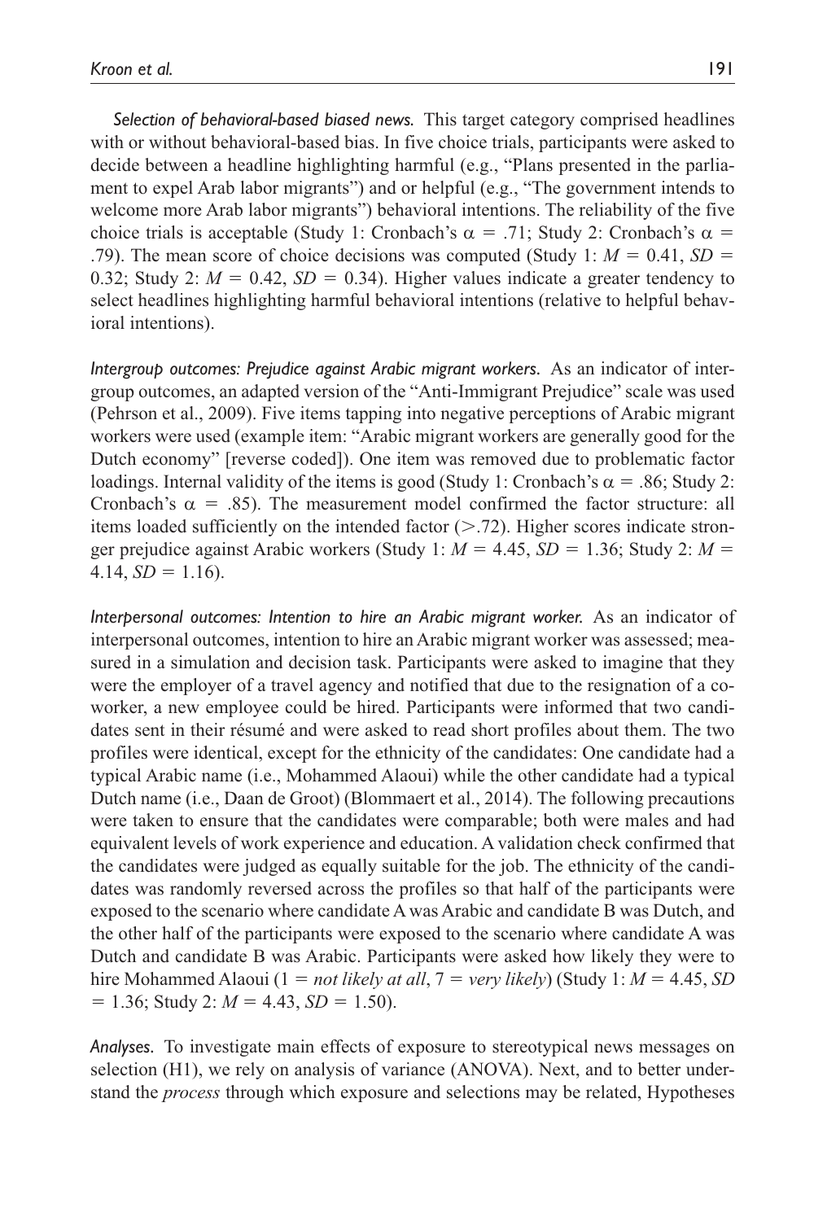*Selection of behavioral-based biased news.* This target category comprised headlines with or without behavioral-based bias. In five choice trials, participants were asked to decide between a headline highlighting harmful (e.g., "Plans presented in the parliament to expel Arab labor migrants") and or helpful (e.g., "The government intends to welcome more Arab labor migrants") behavioral intentions. The reliability of the five choice trials is acceptable (Study 1: Cronbach's $\alpha$ = .71; Study 2: Cronbach's $\alpha$ = .79). The mean score of choice decisions was computed (Study 1: $M$ = 0.41, $SD$ = 0.32; Study 2: $M$ = 0.42, $SD$ = 0.34). Higher values indicate a greater tendency to select headlines highlighting harmful behavioral intentions (relative to helpful behavioral intentions).

*Intergroup outcomes: Prejudice against Arabic migrant workers.* As an indicator of intergroup outcomes, an adapted version of the "Anti-Immigrant Prejudice" scale was used (Pehrson et al., 2009). Five items tapping into negative perceptions of Arabic migrant workers were used (example item: "Arabic migrant workers are generally good for the Dutch economy" [reverse coded]). One item was removed due to problematic factor loadings. Internal validity of the items is good (Study 1: Cronbach's $\alpha$ = .86; Study 2: Cronbach's $\alpha$ = .85). The measurement model confirmed the factor structure: all items loaded sufficiently on the intended factor (>.72). Higher scores indicate stronger prejudice against Arabic workers (Study 1: $M$ = 4.45, $SD$ = 1.36; Study 2: $M$ = 4.14, $SD$ = 1.16).

*Interpersonal outcomes: Intention to hire an Arabic migrant worker.* As an indicator of interpersonal outcomes, intention to hire an Arabic migrant worker was assessed; measured in a simulation and decision task. Participants were asked to imagine that they were the employer of a travel agency and notified that due to the resignation of a coworker, a new employee could be hired. Participants were informed that two candidates sent in their résumé and were asked to read short profiles about them. The two profiles were identical, except for the ethnicity of the candidates: One candidate had a typical Arabic name (i.e., Mohammed Alaoui) while the other candidate had a typical Dutch name (i.e., Daan de Groot) (Blommaert et al., 2014). The following precautions were taken to ensure that the candidates were comparable; both were males and had equivalent levels of work experience and education. A validation check confirmed that the candidates were judged as equally suitable for the job. The ethnicity of the candidates was randomly reversed across the profiles so that half of the participants were exposed to the scenario where candidate A was Arabic and candidate B was Dutch, and the other half of the participants were exposed to the scenario where candidate A was Dutch and candidate B was Arabic. Participants were asked how likely they were to hire Mohammed Alaoui (1 = *not likely at all*, 7 = *very likely*) (Study 1: $M$ = 4.45, $SD$ = 1.36; Study 2: $M$ = 4.43, $SD$ = 1.50).

*Analyses.* To investigate main effects of exposure to stereotypical news messages on selection (H1), we rely on analysis of variance (ANOVA). Next, and to better understand the *process* through which exposure and selections may be related, Hypotheses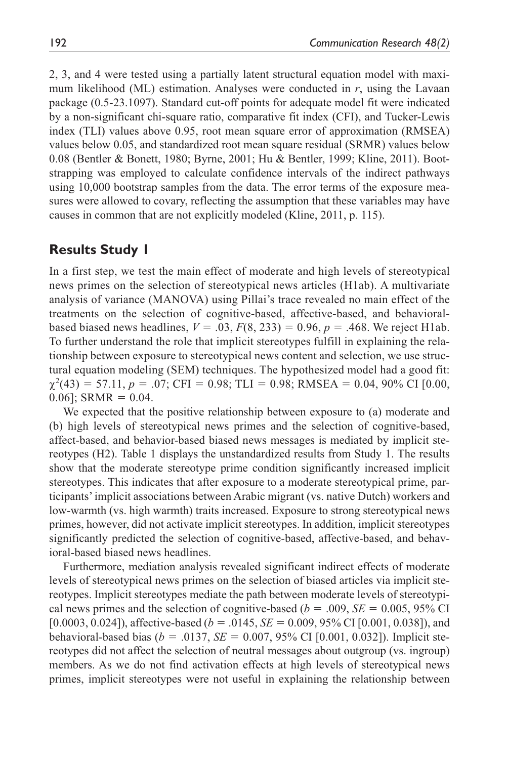2, 3, and 4 were tested using a partially latent structural equation model with maximum likelihood (ML) estimation. Analyses were conducted in *r*, using the Lavaan package (0.5-23.1097). Standard cut-off points for adequate model fit were indicated by a non-significant chi-square ratio, comparative fit index (CFI), and Tucker-Lewis index (TLI) values above 0.95, root mean square error of approximation (RMSEA) values below 0.05, and standardized root mean square residual (SRMR) values below 0.08 (Bentler & Bonett, 1980; Byrne, 2001; Hu & Bentler, 1999; Kline, 2011). Bootstrapping was employed to calculate confidence intervals of the indirect pathways using 10,000 bootstrap samples from the data. The error terms of the exposure measures were allowed to covary, reflecting the assumption that these variables may have causes in common that are not explicitly modeled (Kline, 2011, p. 115).

## Results Study 1

In a first step, we test the main effect of moderate and high levels of stereotypical news primes on the selection of stereotypical news articles (H1ab). A multivariate analysis of variance (MANOVA) using Pillai's trace revealed no main effect of the treatments on the selection of cognitive-based, affective-based, and behavioral-based biased news headlines, $V = .03$, $F(8, 233) = 0.96$, $p = .468$. We reject H1ab. To further understand the role that implicit stereotypes fulfill in explaining the relationship between exposure to stereotypical news content and selection, we use structural equation modeling (SEM) techniques. The hypothesized model had a good fit: $\chi^2(43) = 57.11$, $p = .07$; CFI = 0.98; TLI = 0.98; RMSEA = 0.04, 90% CI [0.00, 0.06]; SRMR = 0.04.

We expected that the positive relationship between exposure to (a) moderate and (b) high levels of stereotypical news primes and the selection of cognitive-based, affect-based, and behavior-based biased news messages is mediated by implicit stereotypes (H2). Table 1 displays the unstandardized results from Study 1. The results show that the moderate stereotype prime condition significantly increased implicit stereotypes. This indicates that after exposure to a moderate stereotypical prime, participants' implicit associations between Arabic migrant (vs. native Dutch) workers and low-warmth (vs. high warmth) traits increased. Exposure to strong stereotypical news primes, however, did not activate implicit stereotypes. In addition, implicit stereotypes significantly predicted the selection of cognitive-based, affective-based, and behavioral-based biased news headlines.

Furthermore, mediation analysis revealed significant indirect effects of moderate levels of stereotypical news primes on the selection of biased articles via implicit stereotypes. Implicit stereotypes mediate the path between moderate levels of stereotypical news primes and the selection of cognitive-based ($b = .009$, $SE = 0.005$, 95% CI [0.0003, 0.024]), affective-based ($b = .0145$, $SE = 0.009$, 95% CI [0.001, 0.038]), and behavioral-based bias ($b = .0137$, $SE = 0.007$, 95% CI [0.001, 0.032]). Implicit stereotypes did not affect the selection of neutral messages about outgroup (vs. ingroup) members. As we do not find activation effects at high levels of stereotypical news primes, implicit stereotypes were not useful in explaining the relationship between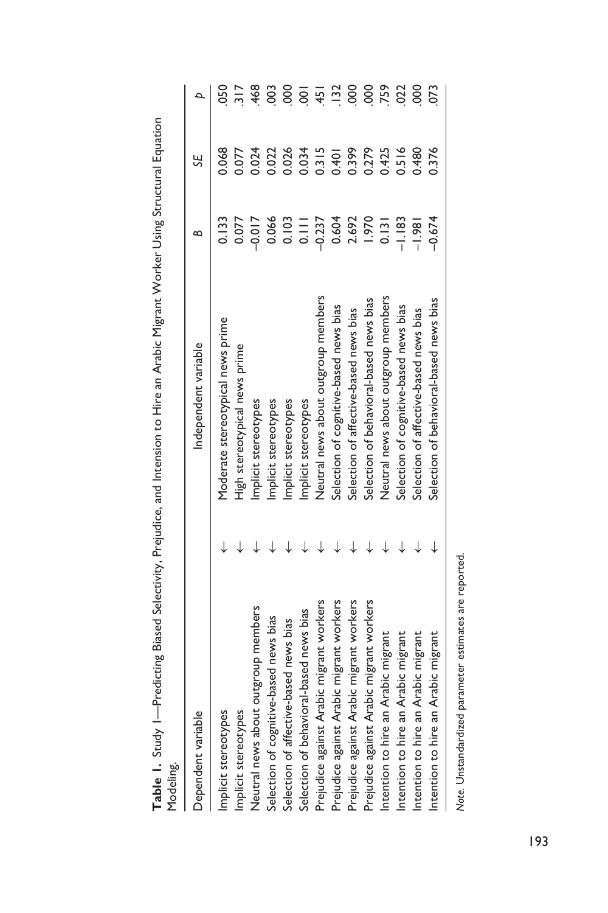**Table 1.** Study 1—Predicting Biased Selectivity, Prejudice, and Intension to Hire an Arabic Migrant Worker Using Structural Equation Modeling.

| Dependent variable | | Independent variable | *B* | *SE* | *p* |
|---|---|---|---|---|---|
| Implicit stereotypes | ← | Moderate stereotypical news prime | 0.133 | 0.068 | .050 |
| Implicit stereotypes | ← | High stereotypical news prime | 0.077 | 0.077 | .317 |
| Neutral news about outgroup members | ← | Implicit stereotypes | –0.017 | 0.024 | .468 |
| Selection of cognitive-based news bias | ← | Implicit stereotypes | 0.066 | 0.022 | .003 |
| Selection of affective-based news bias | ← | Implicit stereotypes | 0.103 | 0.026 | .000 |
| Selection of behavioral-based news bias | ← | Implicit stereotypes | 0.111 | 0.034 | .001 |
| Prejudice against Arabic migrant workers | ← | Neutral news about outgroup members | –0.237 | 0.315 | .451 |
| Prejudice against Arabic migrant workers | ← | Selection of cognitive-based news bias | 0.604 | 0.401 | .132 |
| Prejudice against Arabic migrant workers | ← | Selection of affective-based news bias | 2.692 | 0.399 | .000 |
| Prejudice against Arabic migrant workers | ← | Selection of behavioral-based news bias | 1.970 | 0.279 | .000 |
| Intention to hire an Arabic migrant | ← | Neutral news about outgroup members | 0.131 | 0.425 | .759 |
| Intention to hire an Arabic migrant | ← | Selection of cognitive-based news bias | –1.183 | 0.516 | .022 |
| Intention to hire an Arabic migrant | ← | Selection of affective-based news bias | –1.981 | 0.480 | .000 |
| Intention to hire an Arabic migrant | ← | Selection of behavioral-based news bias | –0.674 | 0.376 | .073 |

*Note.* Unstandardized parameter estimates are reported.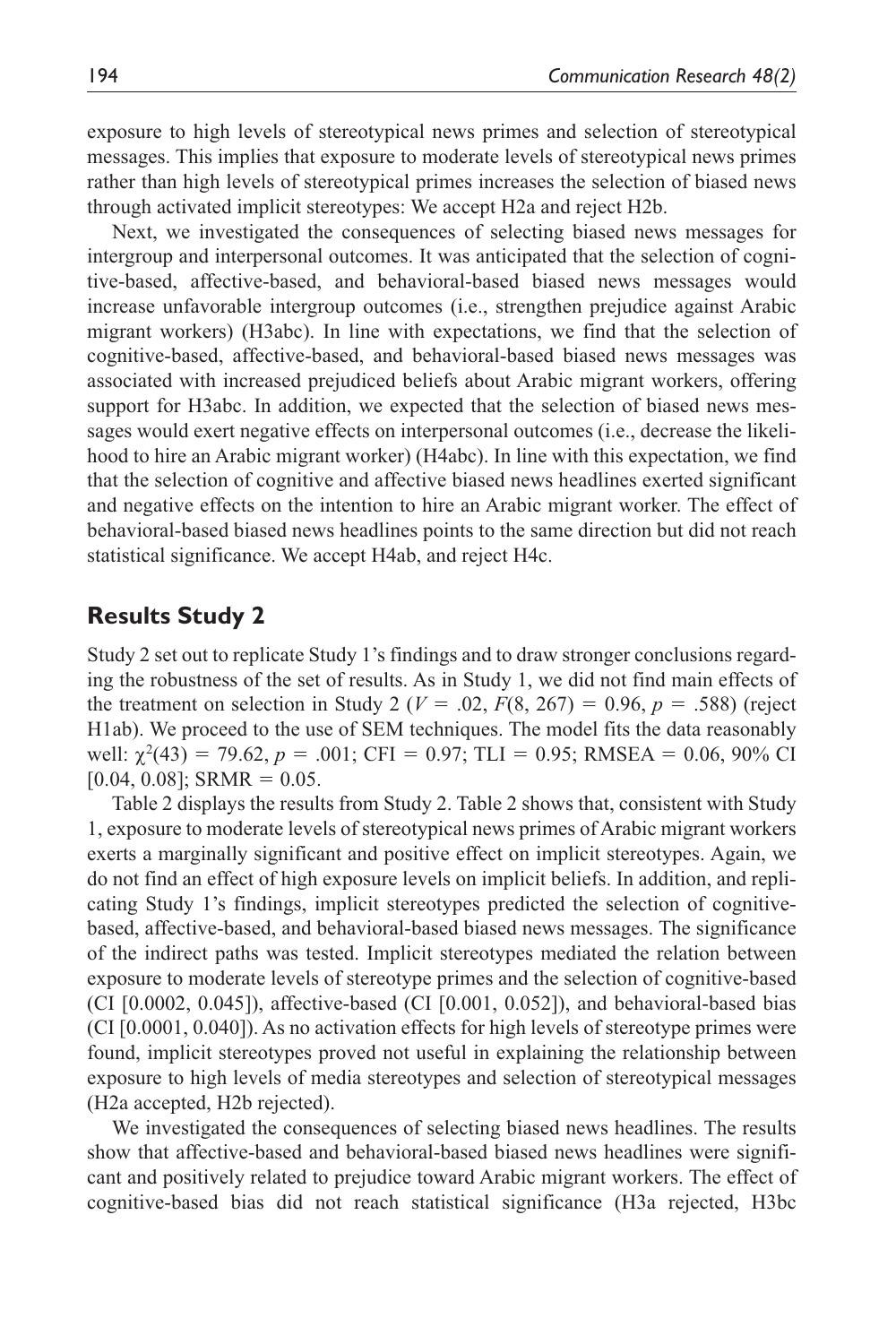exposure to high levels of stereotypical news primes and selection of stereotypical messages. This implies that exposure to moderate levels of stereotypical news primes rather than high levels of stereotypical primes increases the selection of biased news through activated implicit stereotypes: We accept H2a and reject H2b.

Next, we investigated the consequences of selecting biased news messages for intergroup and interpersonal outcomes. It was anticipated that the selection of cognitive-based, affective-based, and behavioral-based biased news messages would increase unfavorable intergroup outcomes (i.e., strengthen prejudice against Arabic migrant workers) (H3abc). In line with expectations, we find that the selection of cognitive-based, affective-based, and behavioral-based biased news messages was associated with increased prejudiced beliefs about Arabic migrant workers, offering support for H3abc. In addition, we expected that the selection of biased news messages would exert negative effects on interpersonal outcomes (i.e., decrease the likelihood to hire an Arabic migrant worker) (H4abc). In line with this expectation, we find that the selection of cognitive and affective biased news headlines exerted significant and negative effects on the intention to hire an Arabic migrant worker. The effect of behavioral-based biased news headlines points to the same direction but did not reach statistical significance. We accept H4ab, and reject H4c.

## Results Study 2

Study 2 set out to replicate Study 1's findings and to draw stronger conclusions regarding the robustness of the set of results. As in Study 1, we did not find main effects of the treatment on selection in Study 2 ($V = .02$, $F(8, 267) = 0.96$, $p = .588$) (reject H1ab). We proceed to the use of SEM techniques. The model fits the data reasonably well: $\chi^2(43) = 79.62$, $p = .001$; CFI = 0.97; TLI = 0.95; RMSEA = 0.06, 90% CI [0.04, 0.08]; SRMR = 0.05.

Table 2 displays the results from Study 2. Table 2 shows that, consistent with Study 1, exposure to moderate levels of stereotypical news primes of Arabic migrant workers exerts a marginally significant and positive effect on implicit stereotypes. Again, we do not find an effect of high exposure levels on implicit beliefs. In addition, and replicating Study 1's findings, implicit stereotypes predicted the selection of cognitive-based, affective-based, and behavioral-based biased news messages. The significance of the indirect paths was tested. Implicit stereotypes mediated the relation between exposure to moderate levels of stereotype primes and the selection of cognitive-based (CI [0.0002, 0.045]), affective-based (CI [0.001, 0.052]), and behavioral-based bias (CI [0.0001, 0.040]). As no activation effects for high levels of stereotype primes were found, implicit stereotypes proved not useful in explaining the relationship between exposure to high levels of media stereotypes and selection of stereotypical messages (H2a accepted, H2b rejected).

We investigated the consequences of selecting biased news headlines. The results show that affective-based and behavioral-based biased news headlines were significant and positively related to prejudice toward Arabic migrant workers. The effect of cognitive-based bias did not reach statistical significance (H3a rejected, H3bc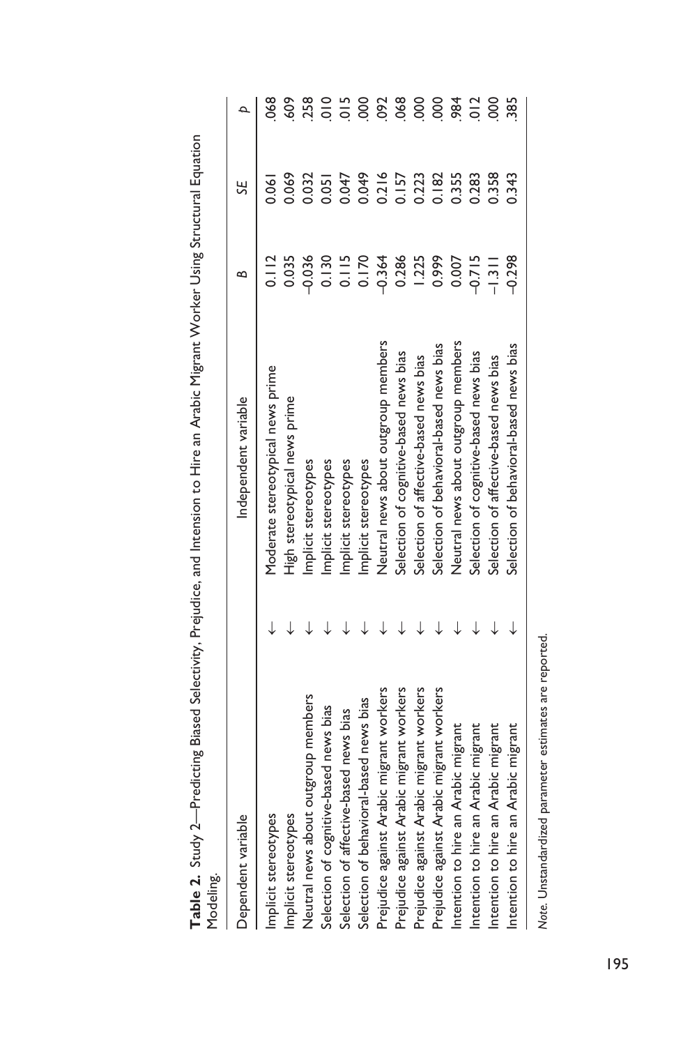**Table 2.** Study 2—Predicting Biased Selectivity, Prejudice, and Intension to Hire an Arabic Migrant Worker Using Structural Equation Modeling.

| Dependent variable | | Independent variable | B | SE | p |
|---|---|---|---|---|---|
| Implicit stereotypes | ← | Moderate stereotypical news prime | 0.112 | 0.061 | .068 |
| Implicit stereotypes | ← | High stereotypical news prime | 0.035 | 0.069 | .609 |
| Neutral news about outgroup members | ← | Implicit stereotypes | −0.036 | 0.032 | .258 |
| Selection of cognitive-based news bias | ← | Implicit stereotypes | 0.130 | 0.051 | .010 |
| Selection of affective-based news bias | ← | Implicit stereotypes | 0.115 | 0.047 | .015 |
| Selection of behavioral-based news bias | ← | Implicit stereotypes | 0.170 | 0.049 | .000 |
| Prejudice against Arabic migrant workers | ← | Neutral news about outgroup members | −0.364 | 0.216 | .092 |
| Prejudice against Arabic migrant workers | ← | Selection of cognitive-based news bias | 0.286 | 0.157 | .068 |
| Prejudice against Arabic migrant workers | ← | Selection of affective-based news bias | 1.225 | 0.223 | .000 |
| Prejudice against Arabic migrant workers | ← | Selection of behavioral-based news bias | 0.999 | 0.182 | .000 |
| Intention to hire an Arabic migrant | ← | Neutral news about outgroup members | 0.007 | 0.355 | .984 |
| Intention to hire an Arabic migrant | ← | Selection of cognitive-based news bias | −0.715 | 0.283 | .012 |
| Intention to hire an Arabic migrant | ← | Selection of affective-based news bias | −1.311 | 0.358 | .000 |
| Intention to hire an Arabic migrant | ← | Selection of behavioral-based news bias | −0.298 | 0.343 | .385 |

*Note.* Unstandardized parameter estimates are reported.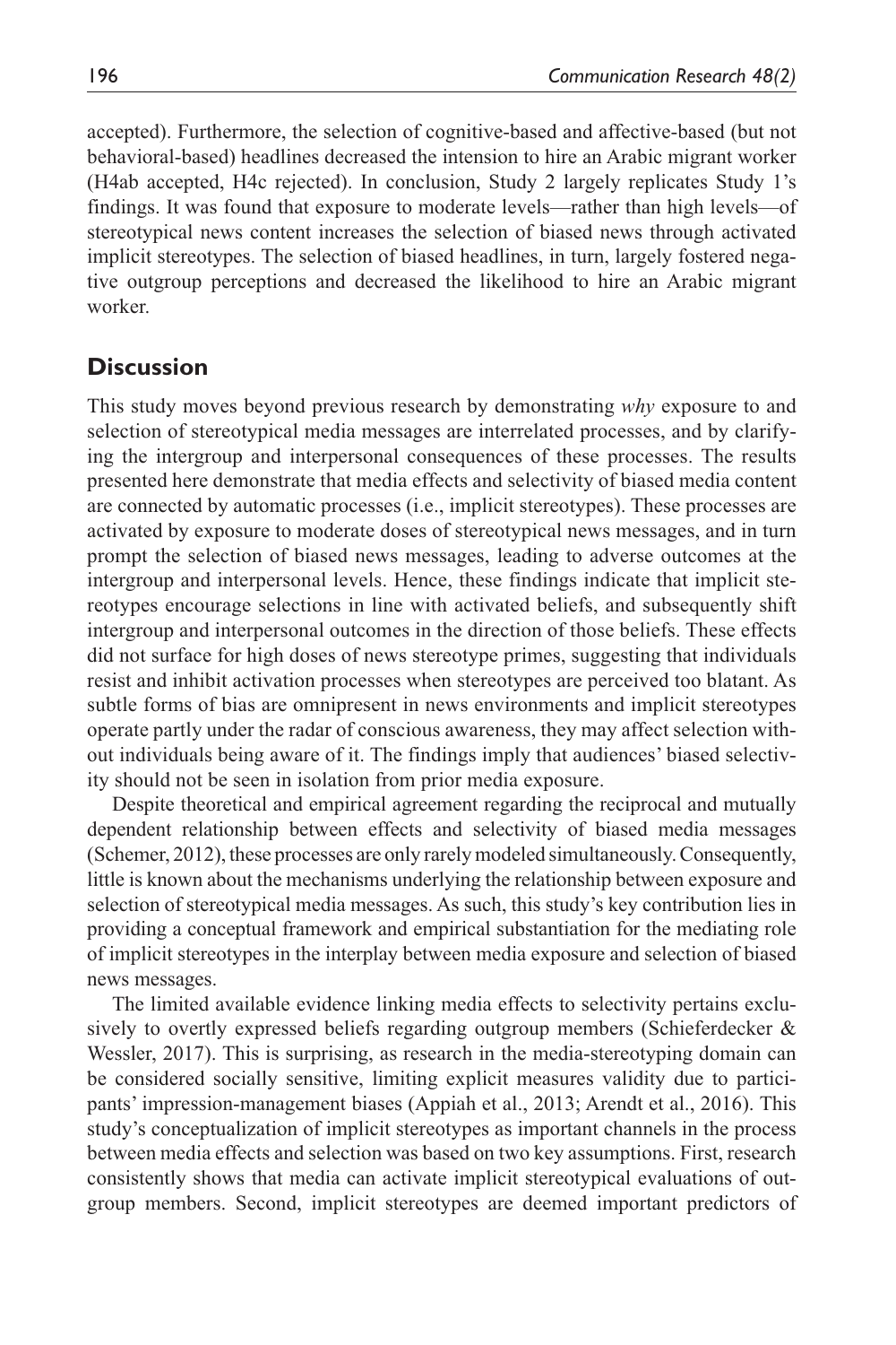accepted). Furthermore, the selection of cognitive-based and affective-based (but not behavioral-based) headlines decreased the intension to hire an Arabic migrant worker (H4ab accepted, H4c rejected). In conclusion, Study 2 largely replicates Study 1's findings. It was found that exposure to moderate levels—rather than high levels—of stereotypical news content increases the selection of biased news through activated implicit stereotypes. The selection of biased headlines, in turn, largely fostered negative outgroup perceptions and decreased the likelihood to hire an Arabic migrant worker.

## Discussion

This study moves beyond previous research by demonstrating *why* exposure to and selection of stereotypical media messages are interrelated processes, and by clarifying the intergroup and interpersonal consequences of these processes. The results presented here demonstrate that media effects and selectivity of biased media content are connected by automatic processes (i.e., implicit stereotypes). These processes are activated by exposure to moderate doses of stereotypical news messages, and in turn prompt the selection of biased news messages, leading to adverse outcomes at the intergroup and interpersonal levels. Hence, these findings indicate that implicit stereotypes encourage selections in line with activated beliefs, and subsequently shift intergroup and interpersonal outcomes in the direction of those beliefs. These effects did not surface for high doses of news stereotype primes, suggesting that individuals resist and inhibit activation processes when stereotypes are perceived too blatant. As subtle forms of bias are omnipresent in news environments and implicit stereotypes operate partly under the radar of conscious awareness, they may affect selection without individuals being aware of it. The findings imply that audiences' biased selectivity should not be seen in isolation from prior media exposure.

Despite theoretical and empirical agreement regarding the reciprocal and mutually dependent relationship between effects and selectivity of biased media messages (Schemer, 2012), these processes are only rarely modeled simultaneously. Consequently, little is known about the mechanisms underlying the relationship between exposure and selection of stereotypical media messages. As such, this study's key contribution lies in providing a conceptual framework and empirical substantiation for the mediating role of implicit stereotypes in the interplay between media exposure and selection of biased news messages.

The limited available evidence linking media effects to selectivity pertains exclusively to overtly expressed beliefs regarding outgroup members (Schieferdecker & Wessler, 2017). This is surprising, as research in the media-stereotyping domain can be considered socially sensitive, limiting explicit measures validity due to participants' impression-management biases (Appiah et al., 2013; Arendt et al., 2016). This study's conceptualization of implicit stereotypes as important channels in the process between media effects and selection was based on two key assumptions. First, research consistently shows that media can activate implicit stereotypical evaluations of outgroup members. Second, implicit stereotypes are deemed important predictors of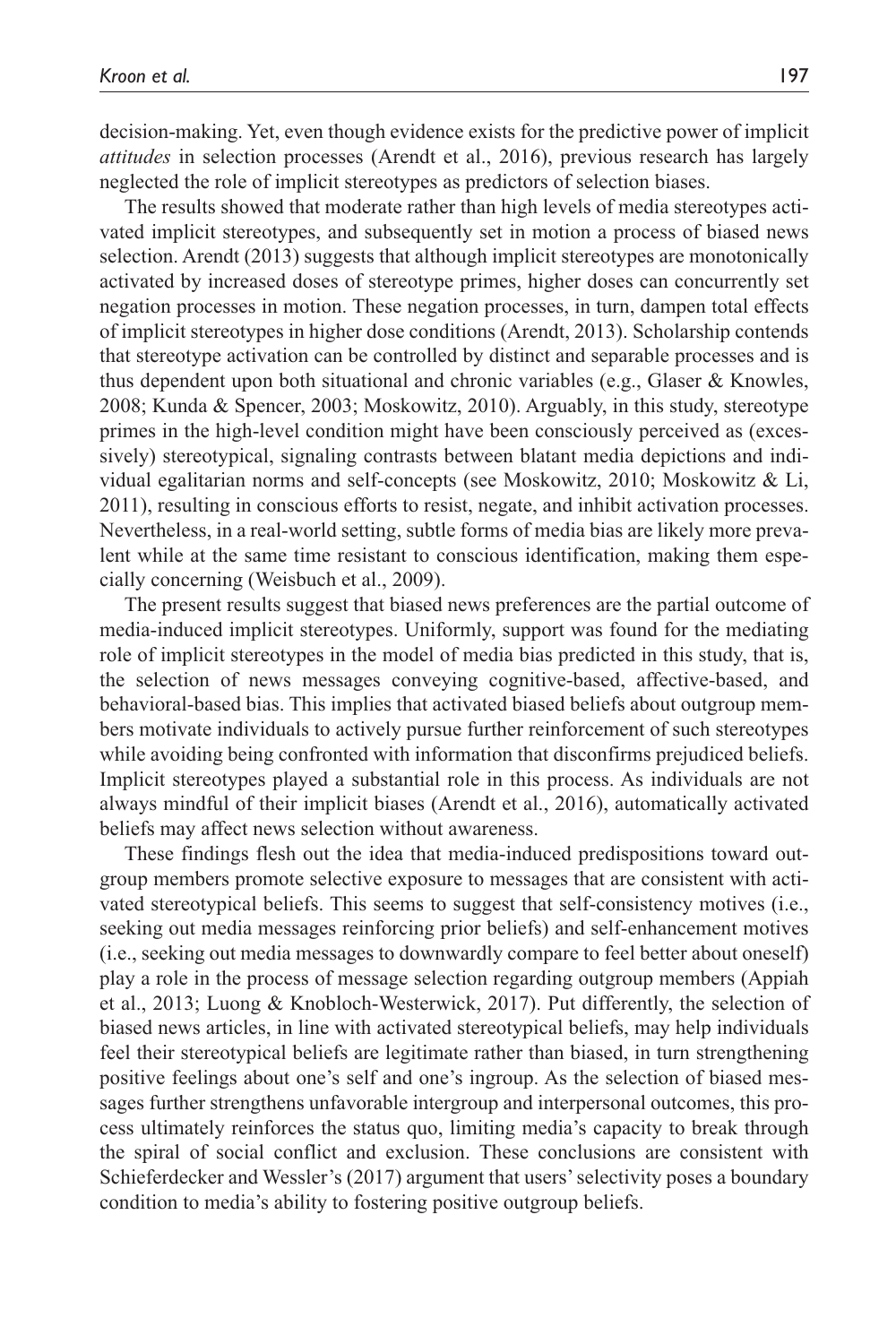decision-making. Yet, even though evidence exists for the predictive power of implicit *attitudes* in selection processes (Arendt et al., 2016), previous research has largely neglected the role of implicit stereotypes as predictors of selection biases.

The results showed that moderate rather than high levels of media stereotypes activated implicit stereotypes, and subsequently set in motion a process of biased news selection. Arendt (2013) suggests that although implicit stereotypes are monotonically activated by increased doses of stereotype primes, higher doses can concurrently set negation processes in motion. These negation processes, in turn, dampen total effects of implicit stereotypes in higher dose conditions (Arendt, 2013). Scholarship contends that stereotype activation can be controlled by distinct and separable processes and is thus dependent upon both situational and chronic variables (e.g., Glaser & Knowles, 2008; Kunda & Spencer, 2003; Moskowitz, 2010). Arguably, in this study, stereotype primes in the high-level condition might have been consciously perceived as (excessively) stereotypical, signaling contrasts between blatant media depictions and individual egalitarian norms and self-concepts (see Moskowitz, 2010; Moskowitz & Li, 2011), resulting in conscious efforts to resist, negate, and inhibit activation processes. Nevertheless, in a real-world setting, subtle forms of media bias are likely more prevalent while at the same time resistant to conscious identification, making them especially concerning (Weisbuch et al., 2009).

The present results suggest that biased news preferences are the partial outcome of media-induced implicit stereotypes. Uniformly, support was found for the mediating role of implicit stereotypes in the model of media bias predicted in this study, that is, the selection of news messages conveying cognitive-based, affective-based, and behavioral-based bias. This implies that activated biased beliefs about outgroup members motivate individuals to actively pursue further reinforcement of such stereotypes while avoiding being confronted with information that disconfirms prejudiced beliefs. Implicit stereotypes played a substantial role in this process. As individuals are not always mindful of their implicit biases (Arendt et al., 2016), automatically activated beliefs may affect news selection without awareness.

These findings flesh out the idea that media-induced predispositions toward outgroup members promote selective exposure to messages that are consistent with activated stereotypical beliefs. This seems to suggest that self-consistency motives (i.e., seeking out media messages reinforcing prior beliefs) and self-enhancement motives (i.e., seeking out media messages to downwardly compare to feel better about oneself) play a role in the process of message selection regarding outgroup members (Appiah et al., 2013; Luong & Knobloch-Westerwick, 2017). Put differently, the selection of biased news articles, in line with activated stereotypical beliefs, may help individuals feel their stereotypical beliefs are legitimate rather than biased, in turn strengthening positive feelings about one's self and one's ingroup. As the selection of biased messages further strengthens unfavorable intergroup and interpersonal outcomes, this process ultimately reinforces the status quo, limiting media's capacity to break through the spiral of social conflict and exclusion. These conclusions are consistent with Schieferdecker and Wessler's (2017) argument that users' selectivity poses a boundary condition to media's ability to fostering positive outgroup beliefs.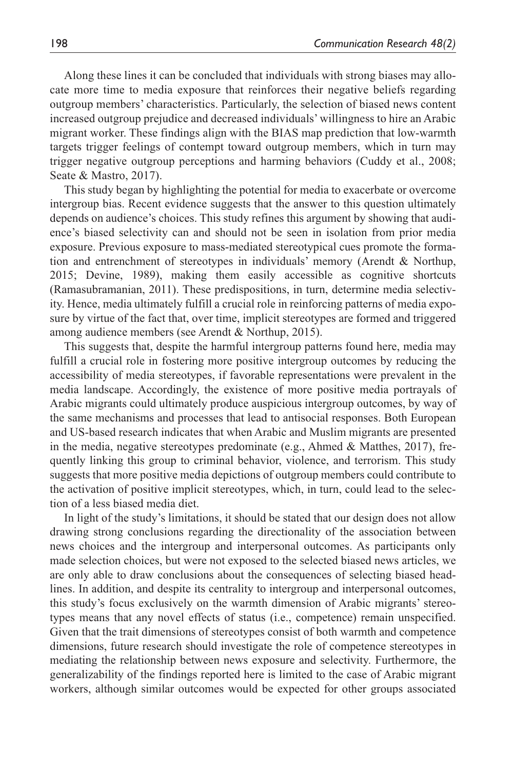Along these lines it can be concluded that individuals with strong biases may allocate more time to media exposure that reinforces their negative beliefs regarding outgroup members' characteristics. Particularly, the selection of biased news content increased outgroup prejudice and decreased individuals' willingness to hire an Arabic migrant worker. These findings align with the BIAS map prediction that low-warmth targets trigger feelings of contempt toward outgroup members, which in turn may trigger negative outgroup perceptions and harming behaviors (Cuddy et al., 2008; Seate & Mastro, 2017).

This study began by highlighting the potential for media to exacerbate or overcome intergroup bias. Recent evidence suggests that the answer to this question ultimately depends on audience's choices. This study refines this argument by showing that audience's biased selectivity can and should not be seen in isolation from prior media exposure. Previous exposure to mass-mediated stereotypical cues promote the formation and entrenchment of stereotypes in individuals' memory (Arendt & Northup, 2015; Devine, 1989), making them easily accessible as cognitive shortcuts (Ramasubramanian, 2011). These predispositions, in turn, determine media selectivity. Hence, media ultimately fulfill a crucial role in reinforcing patterns of media exposure by virtue of the fact that, over time, implicit stereotypes are formed and triggered among audience members (see Arendt & Northup, 2015).

This suggests that, despite the harmful intergroup patterns found here, media may fulfill a crucial role in fostering more positive intergroup outcomes by reducing the accessibility of media stereotypes, if favorable representations were prevalent in the media landscape. Accordingly, the existence of more positive media portrayals of Arabic migrants could ultimately produce auspicious intergroup outcomes, by way of the same mechanisms and processes that lead to antisocial responses. Both European and US-based research indicates that when Arabic and Muslim migrants are presented in the media, negative stereotypes predominate (e.g., Ahmed & Matthes, 2017), frequently linking this group to criminal behavior, violence, and terrorism. This study suggests that more positive media depictions of outgroup members could contribute to the activation of positive implicit stereotypes, which, in turn, could lead to the selection of a less biased media diet.

In light of the study's limitations, it should be stated that our design does not allow drawing strong conclusions regarding the directionality of the association between news choices and the intergroup and interpersonal outcomes. As participants only made selection choices, but were not exposed to the selected biased news articles, we are only able to draw conclusions about the consequences of selecting biased headlines. In addition, and despite its centrality to intergroup and interpersonal outcomes, this study's focus exclusively on the warmth dimension of Arabic migrants' stereotypes means that any novel effects of status (i.e., competence) remain unspecified. Given that the trait dimensions of stereotypes consist of both warmth and competence dimensions, future research should investigate the role of competence stereotypes in mediating the relationship between news exposure and selectivity. Furthermore, the generalizability of the findings reported here is limited to the case of Arabic migrant workers, although similar outcomes would be expected for other groups associated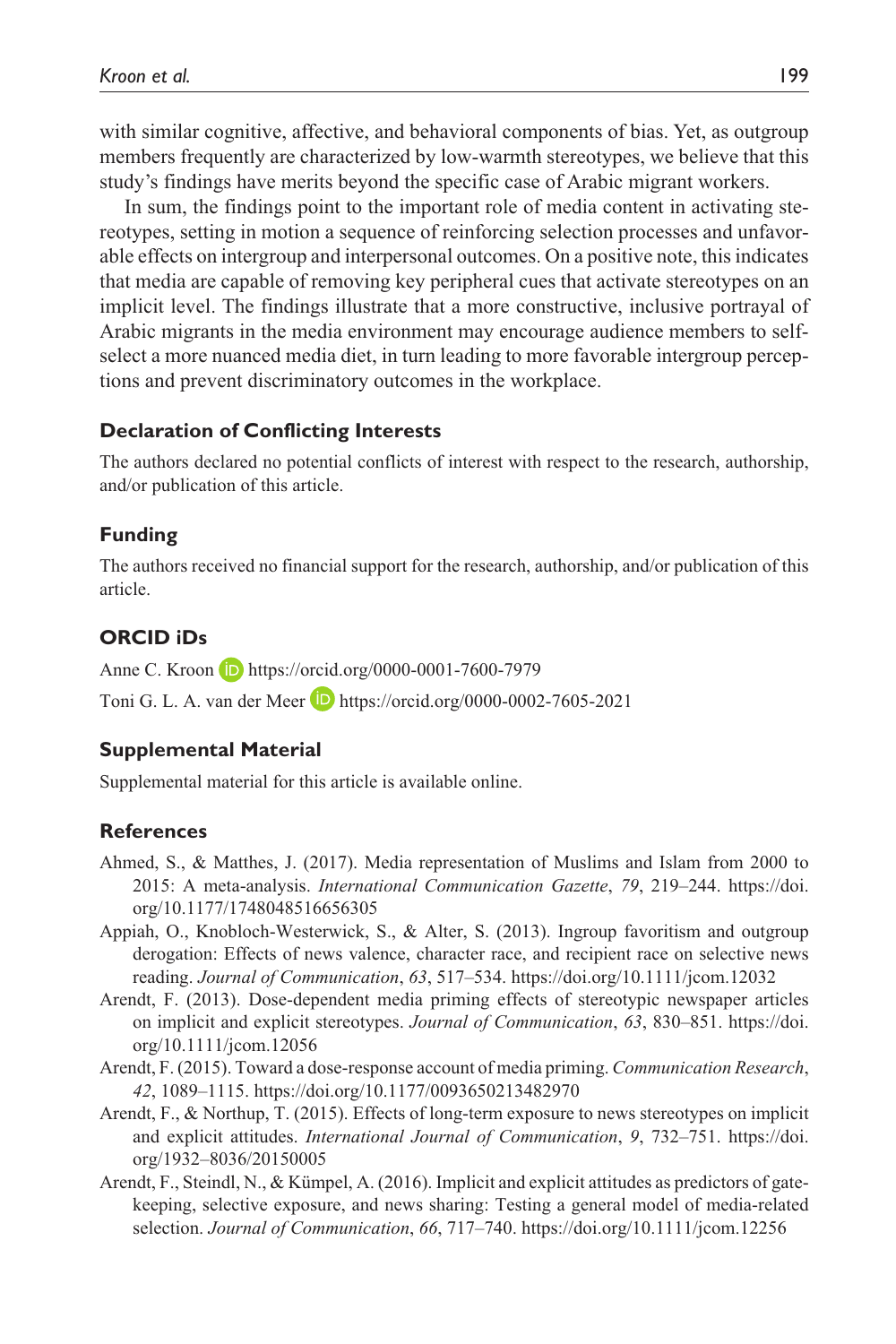with similar cognitive, affective, and behavioral components of bias. Yet, as outgroup members frequently are characterized by low-warmth stereotypes, we believe that this study's findings have merits beyond the specific case of Arabic migrant workers.

In sum, the findings point to the important role of media content in activating stereotypes, setting in motion a sequence of reinforcing selection processes and unfavorable effects on intergroup and interpersonal outcomes. On a positive note, this indicates that media are capable of removing key peripheral cues that activate stereotypes on an implicit level. The findings illustrate that a more constructive, inclusive portrayal of Arabic migrants in the media environment may encourage audience members to self-select a more nuanced media diet, in turn leading to more favorable intergroup perceptions and prevent discriminatory outcomes in the workplace.

### Declaration of Conflicting Interests

The authors declared no potential conflicts of interest with respect to the research, authorship, and/or publication of this article.

### Funding

The authors received no financial support for the research, authorship, and/or publication of this article.

### ORCID iDs

Anne C. Kroon https://orcid.org/0000-0001-7600-7979

Toni G. L. A. van der Meer https://orcid.org/0000-0002-7605-2021

### Supplemental Material

Supplemental material for this article is available online.

### References

Ahmed, S., & Matthes, J. (2017). Media representation of Muslims and Islam from 2000 to 2015: A meta-analysis. *International Communication Gazette*, *79*, 219–244. https://doi.org/10.1177/1748048516656305

Appiah, O., Knobloch-Westerwick, S., & Alter, S. (2013). Ingroup favoritism and outgroup derogation: Effects of news valence, character race, and recipient race on selective news reading. *Journal of Communication*, *63*, 517–534. https://doi.org/10.1111/jcom.12032

Arendt, F. (2013). Dose-dependent media priming effects of stereotypic newspaper articles on implicit and explicit stereotypes. *Journal of Communication*, *63*, 830–851. https://doi.org/10.1111/jcom.12056

Arendt, F. (2015). Toward a dose-response account of media priming. *Communication Research*, *42*, 1089–1115. https://doi.org/10.1177/0093650213482970

Arendt, F., & Northup, T. (2015). Effects of long-term exposure to news stereotypes on implicit and explicit attitudes. *International Journal of Communication*, *9*, 732–751. https://doi.org/1932–8036/20150005

Arendt, F., Steindl, N., & Kümpel, A. (2016). Implicit and explicit attitudes as predictors of gatekeeping, selective exposure, and news sharing: Testing a general model of media-related selection. *Journal of Communication*, *66*, 717–740. https://doi.org/10.1111/jcom.12256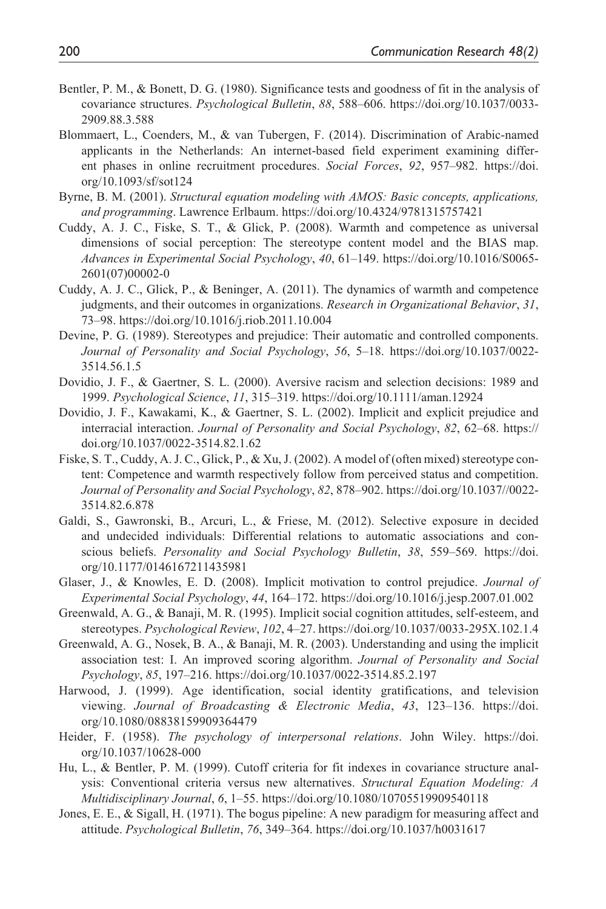Bentler, P. M., & Bonett, D. G. (1980). Significance tests and goodness of fit in the analysis of covariance structures. *Psychological Bulletin*, *88*, 588–606. https://doi.org/10.1037/0033-2909.88.3.588

Blommaert, L., Coenders, M., & van Tubergen, F. (2014). Discrimination of Arabic-named applicants in the Netherlands: An internet-based field experiment examining different phases in online recruitment procedures. *Social Forces*, *92*, 957–982. https://doi.org/10.1093/sf/sot124

Byrne, B. M. (2001). *Structural equation modeling with AMOS: Basic concepts, applications, and programming*. Lawrence Erlbaum. https://doi.org/10.4324/9781315757421

Cuddy, A. J. C., Fiske, S. T., & Glick, P. (2008). Warmth and competence as universal dimensions of social perception: The stereotype content model and the BIAS map. *Advances in Experimental Social Psychology*, *40*, 61–149. https://doi.org/10.1016/S0065-2601(07)00002-0

Cuddy, A. J. C., Glick, P., & Beninger, A. (2011). The dynamics of warmth and competence judgments, and their outcomes in organizations. *Research in Organizational Behavior*, *31*, 73–98. https://doi.org/10.1016/j.riob.2011.10.004

Devine, P. G. (1989). Stereotypes and prejudice: Their automatic and controlled components. *Journal of Personality and Social Psychology*, *56*, 5–18. https://doi.org/10.1037/0022-3514.56.1.5

Dovidio, J. F., & Gaertner, S. L. (2000). Aversive racism and selection decisions: 1989 and 1999. *Psychological Science*, *11*, 315–319. https://doi.org/10.1111/aman.12924

Dovidio, J. F., Kawakami, K., & Gaertner, S. L. (2002). Implicit and explicit prejudice and interracial interaction. *Journal of Personality and Social Psychology*, *82*, 62–68. https://doi.org/10.1037/0022-3514.82.1.62

Fiske, S. T., Cuddy, A. J. C., Glick, P., & Xu, J. (2002). A model of (often mixed) stereotype content: Competence and warmth respectively follow from perceived status and competition. *Journal of Personality and Social Psychology*, *82*, 878–902. https://doi.org/10.1037//0022-3514.82.6.878

Galdi, S., Gawronski, B., Arcuri, L., & Friese, M. (2012). Selective exposure in decided and undecided individuals: Differential relations to automatic associations and conscious beliefs. *Personality and Social Psychology Bulletin*, *38*, 559–569. https://doi.org/10.1177/0146167211435981

Glaser, J., & Knowles, E. D. (2008). Implicit motivation to control prejudice. *Journal of Experimental Social Psychology*, *44*, 164–172. https://doi.org/10.1016/j.jesp.2007.01.002

Greenwald, A. G., & Banaji, M. R. (1995). Implicit social cognition attitudes, self-esteem, and stereotypes. *Psychological Review*, *102*, 4–27. https://doi.org/10.1037/0033-295X.102.1.4

Greenwald, A. G., Nosek, B. A., & Banaji, M. R. (2003). Understanding and using the implicit association test: I. An improved scoring algorithm. *Journal of Personality and Social Psychology*, *85*, 197–216. https://doi.org/10.1037/0022-3514.85.2.197

Harwood, J. (1999). Age identification, social identity gratifications, and television viewing. *Journal of Broadcasting & Electronic Media*, *43*, 123–136. https://doi.org/10.1080/08838159909364479

Heider, F. (1958). *The psychology of interpersonal relations*. John Wiley. https://doi.org/10.1037/10628-000

Hu, L., & Bentler, P. M. (1999). Cutoff criteria for fit indexes in covariance structure analysis: Conventional criteria versus new alternatives. *Structural Equation Modeling: A Multidisciplinary Journal*, *6*, 1–55. https://doi.org/10.1080/10705519909540118

Jones, E. E., & Sigall, H. (1971). The bogus pipeline: A new paradigm for measuring affect and attitude. *Psychological Bulletin*, *76*, 349–364. https://doi.org/10.1037/h0031617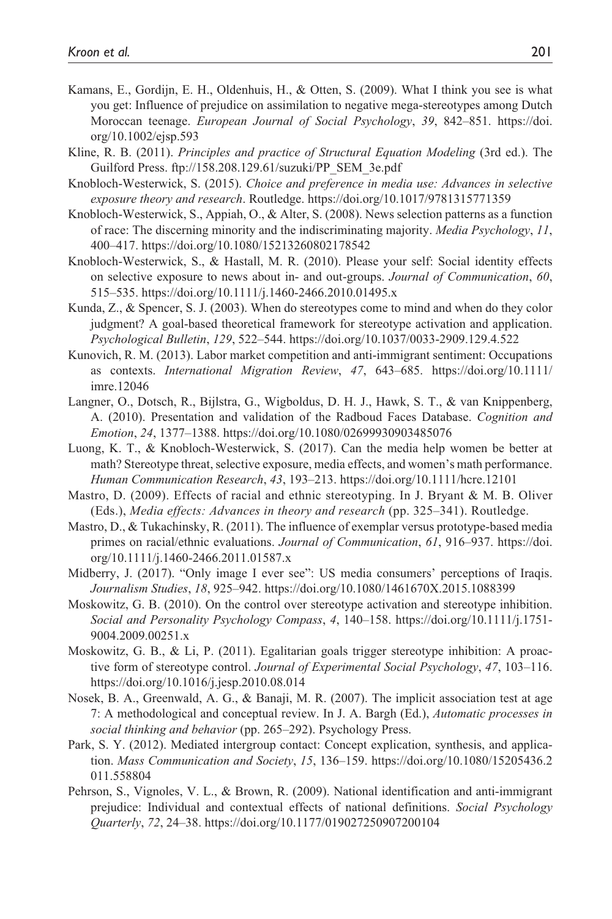Kamans, E., Gordijn, E. H., Oldenhuis, H., & Otten, S. (2009). What I think you see is what you get: Influence of prejudice on assimilation to negative mega-stereotypes among Dutch Moroccan teenage. *European Journal of Social Psychology*, *39*, 842–851. https://doi.org/10.1002/ejsp.593

Kline, R. B. (2011). *Principles and practice of Structural Equation Modeling* (3rd ed.). The Guilford Press. ftp://158.208.129.61/suzuki/PP_SEM_3e.pdf

Knobloch-Westerwick, S. (2015). *Choice and preference in media use: Advances in selective exposure theory and research*. Routledge. https://doi.org/10.1017/9781315771359

Knobloch-Westerwick, S., Appiah, O., & Alter, S. (2008). News selection patterns as a function of race: The discerning minority and the indiscriminating majority. *Media Psychology*, *11*, 400–417. https://doi.org/10.1080/15213260802178542

Knobloch-Westerwick, S., & Hastall, M. R. (2010). Please your self: Social identity effects on selective exposure to news about in- and out-groups. *Journal of Communication*, *60*, 515–535. https://doi.org/10.1111/j.1460-2466.2010.01495.x

Kunda, Z., & Spencer, S. J. (2003). When do stereotypes come to mind and when do they color judgment? A goal-based theoretical framework for stereotype activation and application. *Psychological Bulletin*, *129*, 522–544. https://doi.org/10.1037/0033-2909.129.4.522

Kunovich, R. M. (2013). Labor market competition and anti-immigrant sentiment: Occupations as contexts. *International Migration Review*, *47*, 643–685. https://doi.org/10.1111/imre.12046

Langner, O., Dotsch, R., Bijlstra, G., Wigboldus, D. H. J., Hawk, S. T., & van Knippenberg, A. (2010). Presentation and validation of the Radboud Faces Database. *Cognition and Emotion*, *24*, 1377–1388. https://doi.org/10.1080/02699930903485076

Luong, K. T., & Knobloch-Westerwick, S. (2017). Can the media help women be better at math? Stereotype threat, selective exposure, media effects, and women's math performance. *Human Communication Research*, *43*, 193–213. https://doi.org/10.1111/hcre.12101

Mastro, D. (2009). Effects of racial and ethnic stereotyping. In J. Bryant & M. B. Oliver (Eds.), *Media effects: Advances in theory and research* (pp. 325–341). Routledge.

Mastro, D., & Tukachinsky, R. (2011). The influence of exemplar versus prototype-based media primes on racial/ethnic evaluations. *Journal of Communication*, *61*, 916–937. https://doi.org/10.1111/j.1460-2466.2011.01587.x

Midberry, J. (2017). "Only image I ever see": US media consumers' perceptions of Iraqis. *Journalism Studies*, *18*, 925–942. https://doi.org/10.1080/1461670X.2015.1088399

Moskowitz, G. B. (2010). On the control over stereotype activation and stereotype inhibition. *Social and Personality Psychology Compass*, *4*, 140–158. https://doi.org/10.1111/j.1751-9004.2009.00251.x

Moskowitz, G. B., & Li, P. (2011). Egalitarian goals trigger stereotype inhibition: A proactive form of stereotype control. *Journal of Experimental Social Psychology*, *47*, 103–116. https://doi.org/10.1016/j.jesp.2010.08.014

Nosek, B. A., Greenwald, A. G., & Banaji, M. R. (2007). The implicit association test at age 7: A methodological and conceptual review. In J. A. Bargh (Ed.), *Automatic processes in social thinking and behavior* (pp. 265–292). Psychology Press.

Park, S. Y. (2012). Mediated intergroup contact: Concept explication, synthesis, and application. *Mass Communication and Society*, *15*, 136–159. https://doi.org/10.1080/15205436.2011.558804

Pehrson, S., Vignoles, V. L., & Brown, R. (2009). National identification and anti-immigrant prejudice: Individual and contextual effects of national definitions. *Social Psychology Quarterly*, *72*, 24–38. https://doi.org/10.1177/019027250907200104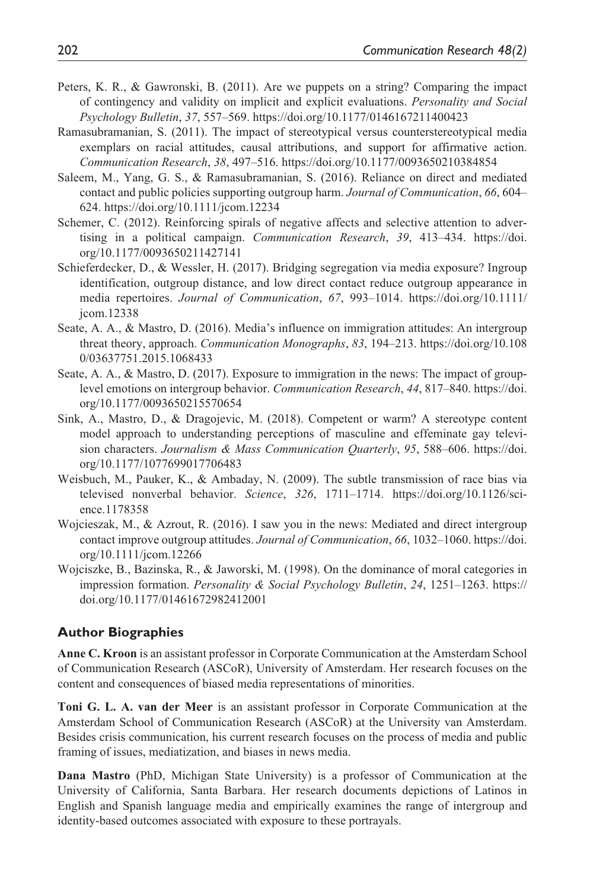Peters, K. R., & Gawronski, B. (2011). Are we puppets on a string? Comparing the impact of contingency and validity on implicit and explicit evaluations. *Personality and Social Psychology Bulletin*, *37*, 557–569. https://doi.org/10.1177/0146167211400423

Ramasubramanian, S. (2011). The impact of stereotypical versus counterstereotypical media exemplars on racial attitudes, causal attributions, and support for affirmative action. *Communication Research*, *38*, 497–516. https://doi.org/10.1177/0093650210384854

Saleem, M., Yang, G. S., & Ramasubramanian, S. (2016). Reliance on direct and mediated contact and public policies supporting outgroup harm. *Journal of Communication*, *66*, 604–624. https://doi.org/10.1111/jcom.12234

Schemer, C. (2012). Reinforcing spirals of negative affects and selective attention to advertising in a political campaign. *Communication Research*, *39*, 413–434. https://doi.org/10.1177/0093650211427141

Schieferdecker, D., & Wessler, H. (2017). Bridging segregation via media exposure? Ingroup identification, outgroup distance, and low direct contact reduce outgroup appearance in media repertoires. *Journal of Communication*, *67*, 993–1014. https://doi.org/10.1111/jcom.12338

Seate, A. A., & Mastro, D. (2016). Media's influence on immigration attitudes: An intergroup threat theory, approach. *Communication Monographs*, *83*, 194–213. https://doi.org/10.1080/03637751.2015.1068433

Seate, A. A., & Mastro, D. (2017). Exposure to immigration in the news: The impact of group-level emotions on intergroup behavior. *Communication Research*, *44*, 817–840. https://doi.org/10.1177/0093650215570654

Sink, A., Mastro, D., & Dragojevic, M. (2018). Competent or warm? A stereotype content model approach to understanding perceptions of masculine and effeminate gay television characters. *Journalism & Mass Communication Quarterly*, *95*, 588–606. https://doi.org/10.1177/1077699017706483

Weisbuch, M., Pauker, K., & Ambaday, N. (2009). The subtle transmission of race bias via televised nonverbal behavior. *Science*, *326*, 1711–1714. https://doi.org/10.1126/science.1178358

Wojcieszak, M., & Azrout, R. (2016). I saw you in the news: Mediated and direct intergroup contact improve outgroup attitudes. *Journal of Communication*, *66*, 1032–1060. https://doi.org/10.1111/jcom.12266

Wojciszke, B., Bazinska, R., & Jaworski, M. (1998). On the dominance of moral categories in impression formation. *Personality & Social Psychology Bulletin*, *24*, 1251–1263. https://doi.org/10.1177/01461672982412001

## Author Biographies

**Anne C. Kroon** is an assistant professor in Corporate Communication at the Amsterdam School of Communication Research (ASCoR), University of Amsterdam. Her research focuses on the content and consequences of biased media representations of minorities.

**Toni G. L. A. van der Meer** is an assistant professor in Corporate Communication at the Amsterdam School of Communication Research (ASCoR) at the University van Amsterdam. Besides crisis communication, his current research focuses on the process of media and public framing of issues, mediatization, and biases in news media.

**Dana Mastro** (PhD, Michigan State University) is a professor of Communication at the University of California, Santa Barbara. Her research documents depictions of Latinos in English and Spanish language media and empirically examines the range of intergroup and identity-based outcomes associated with exposure to these portrayals.